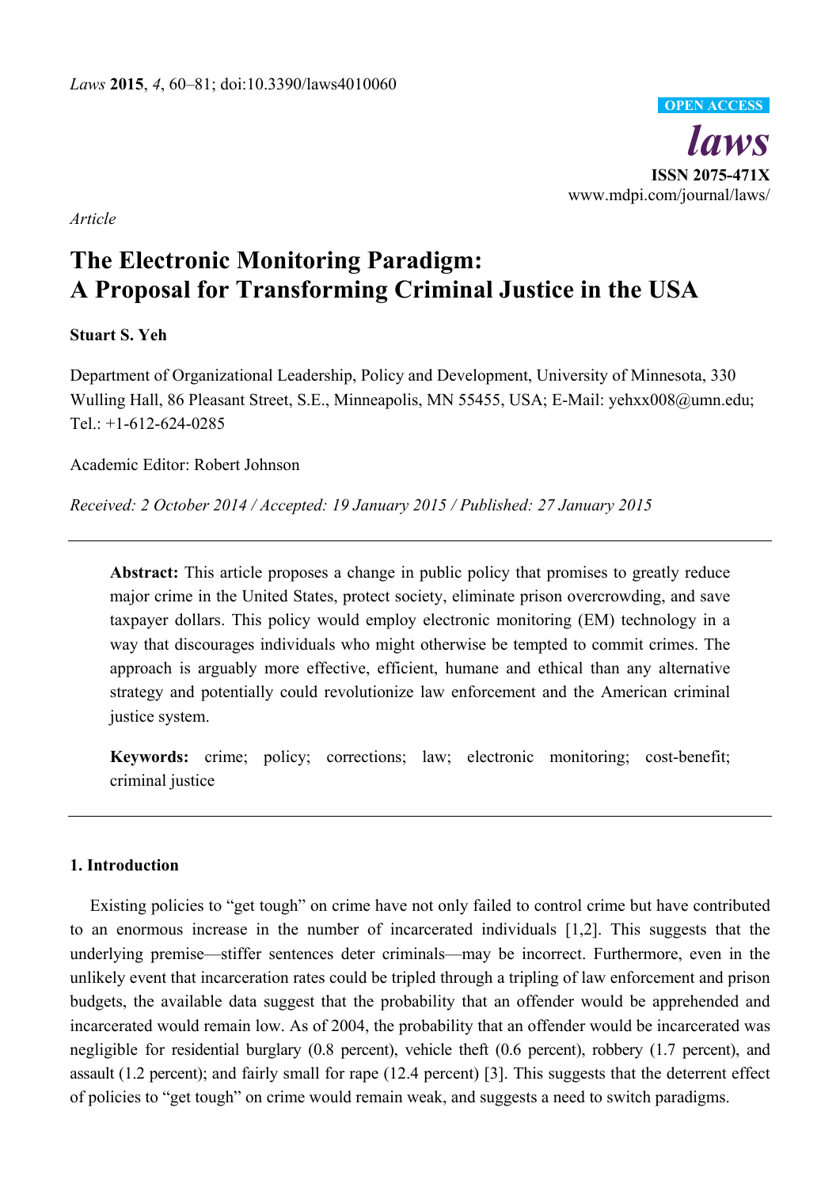*Laws* **2015**, *4*, 60–81; doi:10.3390/laws4010060

OPEN ACCESS

***laws***

**ISSN 2075-471X**

www.mdpi.com/journal/laws/

*Article*

# The Electronic Monitoring Paradigm: A Proposal for Transforming Criminal Justice in the USA

**Stuart S. Yeh**

Department of Organizational Leadership, Policy and Development, University of Minnesota, 330 Wulling Hall, 86 Pleasant Street, S.E., Minneapolis, MN 55455, USA; E-Mail: yehxx008@umn.edu; Tel.: +1-612-624-0285

Academic Editor: Robert Johnson

*Received: 2 October 2014 / Accepted: 19 January 2015 / Published: 27 January 2015*

---

**Abstract:** This article proposes a change in public policy that promises to greatly reduce major crime in the United States, protect society, eliminate prison overcrowding, and save taxpayer dollars. This policy would employ electronic monitoring (EM) technology in a way that discourages individuals who might otherwise be tempted to commit crimes. The approach is arguably more effective, efficient, humane and ethical than any alternative strategy and potentially could revolutionize law enforcement and the American criminal justice system.

**Keywords:** crime; policy; corrections; law; electronic monitoring; cost-benefit; criminal justice

---

## 1. Introduction

Existing policies to "get tough" on crime have not only failed to control crime but have contributed to an enormous increase in the number of incarcerated individuals [1,2]. This suggests that the underlying premise—stiffer sentences deter criminals—may be incorrect. Furthermore, even in the unlikely event that incarceration rates could be tripled through a tripling of law enforcement and prison budgets, the available data suggest that the probability that an offender would be apprehended and incarcerated would remain low. As of 2004, the probability that an offender would be incarcerated was negligible for residential burglary (0.8 percent), vehicle theft (0.6 percent), robbery (1.7 percent), and assault (1.2 percent); and fairly small for rape (12.4 percent) [3]. This suggests that the deterrent effect of policies to "get tough" on crime would remain weak, and suggests a need to switch paradigms.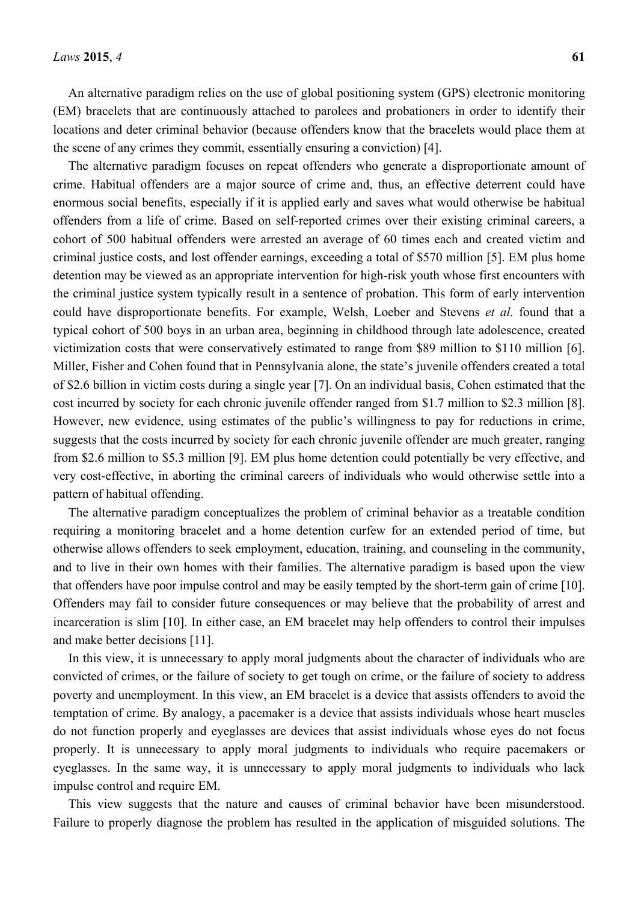An alternative paradigm relies on the use of global positioning system (GPS) electronic monitoring (EM) bracelets that are continuously attached to parolees and probationers in order to identify their locations and deter criminal behavior (because offenders know that the bracelets would place them at the scene of any crimes they commit, essentially ensuring a conviction) [4].

The alternative paradigm focuses on repeat offenders who generate a disproportionate amount of crime. Habitual offenders are a major source of crime and, thus, an effective deterrent could have enormous social benefits, especially if it is applied early and saves what would otherwise be habitual offenders from a life of crime. Based on self-reported crimes over their existing criminal careers, a cohort of 500 habitual offenders were arrested an average of 60 times each and created victim and criminal justice costs, and lost offender earnings, exceeding a total of \$570 million [5]. EM plus home detention may be viewed as an appropriate intervention for high-risk youth whose first encounters with the criminal justice system typically result in a sentence of probation. This form of early intervention could have disproportionate benefits. For example, Welsh, Loeber and Stevens *et al.* found that a typical cohort of 500 boys in an urban area, beginning in childhood through late adolescence, created victimization costs that were conservatively estimated to range from \$89 million to \$110 million [6]. Miller, Fisher and Cohen found that in Pennsylvania alone, the state's juvenile offenders created a total of \$2.6 billion in victim costs during a single year [7]. On an individual basis, Cohen estimated that the cost incurred by society for each chronic juvenile offender ranged from \$1.7 million to \$2.3 million [8]. However, new evidence, using estimates of the public's willingness to pay for reductions in crime, suggests that the costs incurred by society for each chronic juvenile offender are much greater, ranging from \$2.6 million to \$5.3 million [9]. EM plus home detention could potentially be very effective, and very cost-effective, in aborting the criminal careers of individuals who would otherwise settle into a pattern of habitual offending.

The alternative paradigm conceptualizes the problem of criminal behavior as a treatable condition requiring a monitoring bracelet and a home detention curfew for an extended period of time, but otherwise allows offenders to seek employment, education, training, and counseling in the community, and to live in their own homes with their families. The alternative paradigm is based upon the view that offenders have poor impulse control and may be easily tempted by the short-term gain of crime [10]. Offenders may fail to consider future consequences or may believe that the probability of arrest and incarceration is slim [10]. In either case, an EM bracelet may help offenders to control their impulses and make better decisions [11].

In this view, it is unnecessary to apply moral judgments about the character of individuals who are convicted of crimes, or the failure of society to get tough on crime, or the failure of society to address poverty and unemployment. In this view, an EM bracelet is a device that assists offenders to avoid the temptation of crime. By analogy, a pacemaker is a device that assists individuals whose heart muscles do not function properly and eyeglasses are devices that assist individuals whose eyes do not focus properly. It is unnecessary to apply moral judgments to individuals who require pacemakers or eyeglasses. In the same way, it is unnecessary to apply moral judgments to individuals who lack impulse control and require EM.

This view suggests that the nature and causes of criminal behavior have been misunderstood. Failure to properly diagnose the problem has resulted in the application of misguided solutions. The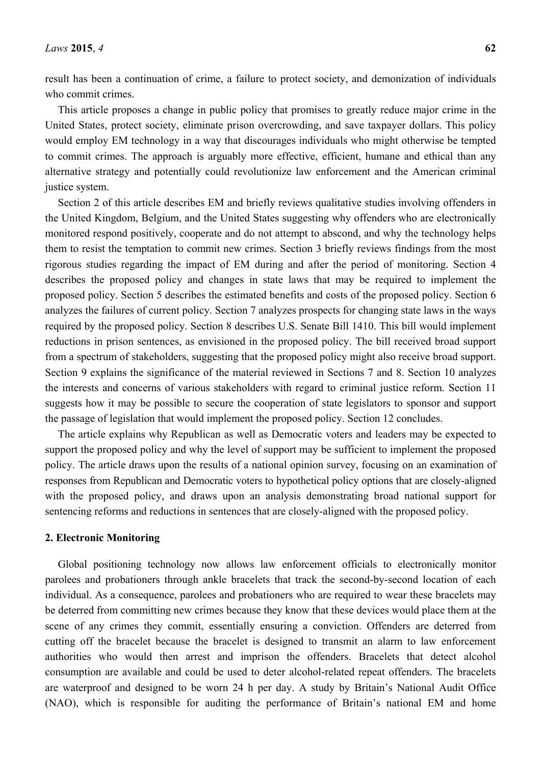result has been a continuation of crime, a failure to protect society, and demonization of individuals who commit crimes.

This article proposes a change in public policy that promises to greatly reduce major crime in the United States, protect society, eliminate prison overcrowding, and save taxpayer dollars. This policy would employ EM technology in a way that discourages individuals who might otherwise be tempted to commit crimes. The approach is arguably more effective, efficient, humane and ethical than any alternative strategy and potentially could revolutionize law enforcement and the American criminal justice system.

Section 2 of this article describes EM and briefly reviews qualitative studies involving offenders in the United Kingdom, Belgium, and the United States suggesting why offenders who are electronically monitored respond positively, cooperate and do not attempt to abscond, and why the technology helps them to resist the temptation to commit new crimes. Section 3 briefly reviews findings from the most rigorous studies regarding the impact of EM during and after the period of monitoring. Section 4 describes the proposed policy and changes in state laws that may be required to implement the proposed policy. Section 5 describes the estimated benefits and costs of the proposed policy. Section 6 analyzes the failures of current policy. Section 7 analyzes prospects for changing state laws in the ways required by the proposed policy. Section 8 describes U.S. Senate Bill 1410. This bill would implement reductions in prison sentences, as envisioned in the proposed policy. The bill received broad support from a spectrum of stakeholders, suggesting that the proposed policy might also receive broad support. Section 9 explains the significance of the material reviewed in Sections 7 and 8. Section 10 analyzes the interests and concerns of various stakeholders with regard to criminal justice reform. Section 11 suggests how it may be possible to secure the cooperation of state legislators to sponsor and support the passage of legislation that would implement the proposed policy. Section 12 concludes.

The article explains why Republican as well as Democratic voters and leaders may be expected to support the proposed policy and why the level of support may be sufficient to implement the proposed policy. The article draws upon the results of a national opinion survey, focusing on an examination of responses from Republican and Democratic voters to hypothetical policy options that are closely-aligned with the proposed policy, and draws upon an analysis demonstrating broad national support for sentencing reforms and reductions in sentences that are closely-aligned with the proposed policy.

## 2. Electronic Monitoring

Global positioning technology now allows law enforcement officials to electronically monitor parolees and probationers through ankle bracelets that track the second-by-second location of each individual. As a consequence, parolees and probationers who are required to wear these bracelets may be deterred from committing new crimes because they know that these devices would place them at the scene of any crimes they commit, essentially ensuring a conviction. Offenders are deterred from cutting off the bracelet because the bracelet is designed to transmit an alarm to law enforcement authorities who would then arrest and imprison the offenders. Bracelets that detect alcohol consumption are available and could be used to deter alcohol-related repeat offenders. The bracelets are waterproof and designed to be worn 24 h per day. A study by Britain's National Audit Office (NAO), which is responsible for auditing the performance of Britain's national EM and home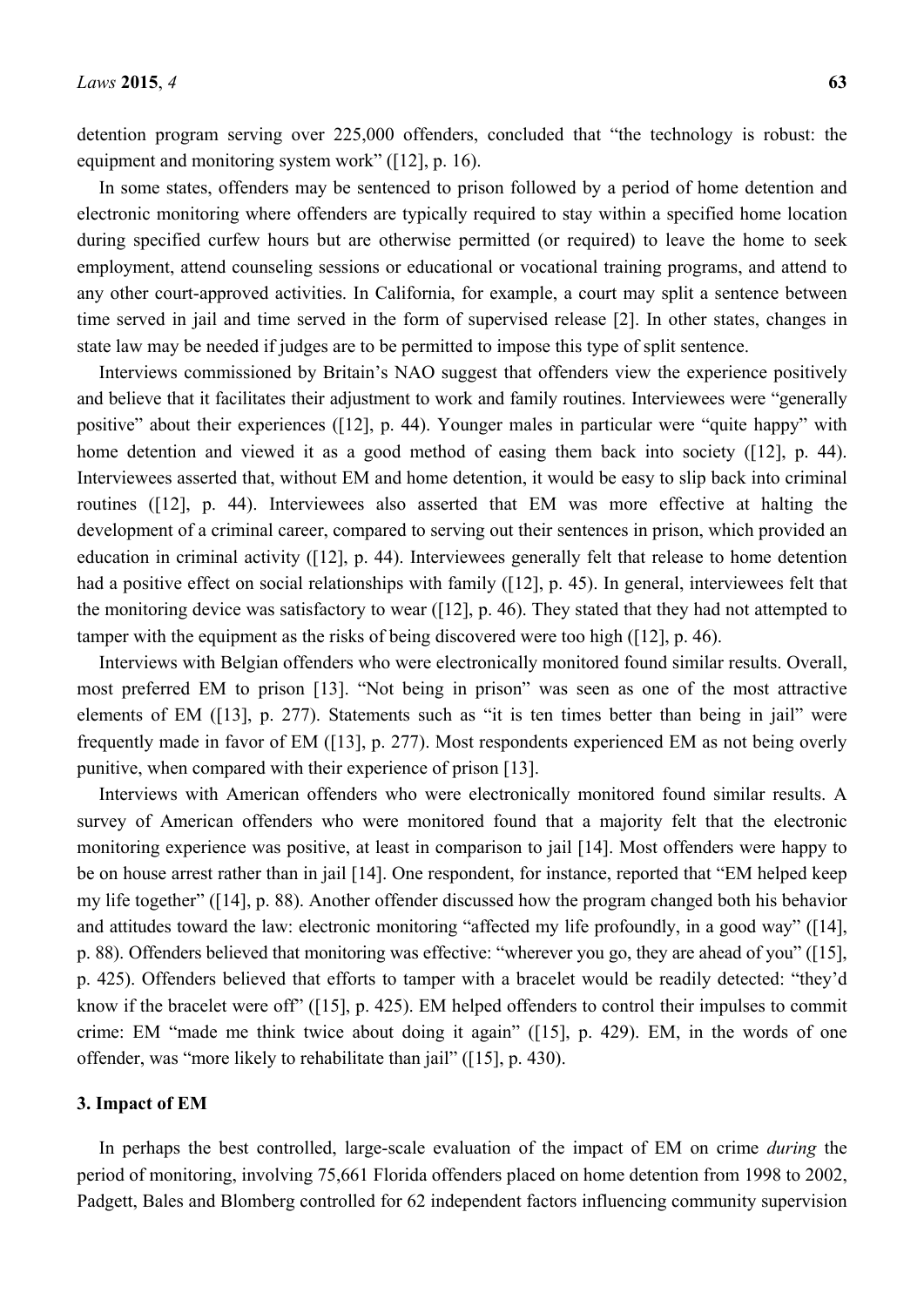detention program serving over 225,000 offenders, concluded that "the technology is robust: the equipment and monitoring system work" ([12], p. 16).

In some states, offenders may be sentenced to prison followed by a period of home detention and electronic monitoring where offenders are typically required to stay within a specified home location during specified curfew hours but are otherwise permitted (or required) to leave the home to seek employment, attend counseling sessions or educational or vocational training programs, and attend to any other court-approved activities. In California, for example, a court may split a sentence between time served in jail and time served in the form of supervised release [2]. In other states, changes in state law may be needed if judges are to be permitted to impose this type of split sentence.

Interviews commissioned by Britain's NAO suggest that offenders view the experience positively and believe that it facilitates their adjustment to work and family routines. Interviewees were "generally positive" about their experiences ([12], p. 44). Younger males in particular were "quite happy" with home detention and viewed it as a good method of easing them back into society ([12], p. 44). Interviewees asserted that, without EM and home detention, it would be easy to slip back into criminal routines ([12], p. 44). Interviewees also asserted that EM was more effective at halting the development of a criminal career, compared to serving out their sentences in prison, which provided an education in criminal activity ([12], p. 44). Interviewees generally felt that release to home detention had a positive effect on social relationships with family ([12], p. 45). In general, interviewees felt that the monitoring device was satisfactory to wear ([12], p. 46). They stated that they had not attempted to tamper with the equipment as the risks of being discovered were too high ([12], p. 46).

Interviews with Belgian offenders who were electronically monitored found similar results. Overall, most preferred EM to prison [13]. "Not being in prison" was seen as one of the most attractive elements of EM ([13], p. 277). Statements such as "it is ten times better than being in jail" were frequently made in favor of EM ([13], p. 277). Most respondents experienced EM as not being overly punitive, when compared with their experience of prison [13].

Interviews with American offenders who were electronically monitored found similar results. A survey of American offenders who were monitored found that a majority felt that the electronic monitoring experience was positive, at least in comparison to jail [14]. Most offenders were happy to be on house arrest rather than in jail [14]. One respondent, for instance, reported that "EM helped keep my life together" ([14], p. 88). Another offender discussed how the program changed both his behavior and attitudes toward the law: electronic monitoring "affected my life profoundly, in a good way" ([14], p. 88). Offenders believed that monitoring was effective: "wherever you go, they are ahead of you" ([15], p. 425). Offenders believed that efforts to tamper with a bracelet would be readily detected: "they'd know if the bracelet were off" ([15], p. 425). EM helped offenders to control their impulses to commit crime: EM "made me think twice about doing it again" ([15], p. 429). EM, in the words of one offender, was "more likely to rehabilitate than jail" ([15], p. 430).

## 3. Impact of EM

In perhaps the best controlled, large-scale evaluation of the impact of EM on crime *during* the period of monitoring, involving 75,661 Florida offenders placed on home detention from 1998 to 2002, Padgett, Bales and Blomberg controlled for 62 independent factors influencing community supervision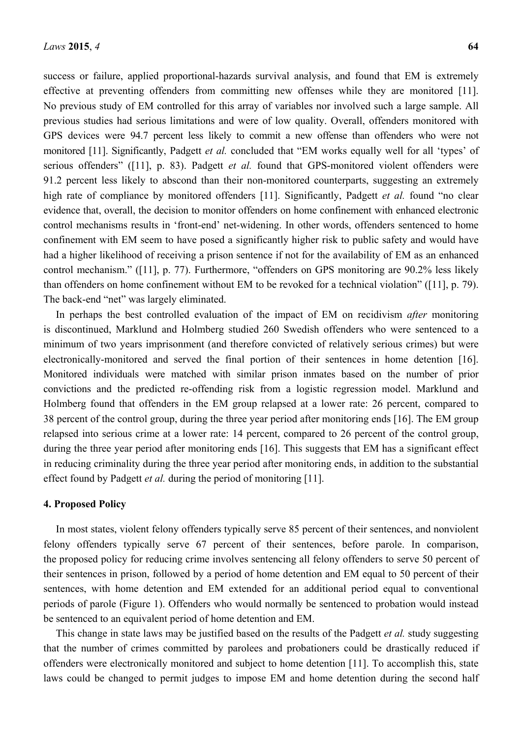success or failure, applied proportional-hazards survival analysis, and found that EM is extremely effective at preventing offenders from committing new offenses while they are monitored [11]. No previous study of EM controlled for this array of variables nor involved such a large sample. All previous studies had serious limitations and were of low quality. Overall, offenders monitored with GPS devices were 94.7 percent less likely to commit a new offense than offenders who were not monitored [11]. Significantly, Padgett *et al.* concluded that "EM works equally well for all 'types' of serious offenders" ([11], p. 83). Padgett *et al.* found that GPS-monitored violent offenders were 91.2 percent less likely to abscond than their non-monitored counterparts, suggesting an extremely high rate of compliance by monitored offenders [11]. Significantly, Padgett *et al.* found "no clear evidence that, overall, the decision to monitor offenders on home confinement with enhanced electronic control mechanisms results in 'front-end' net-widening. In other words, offenders sentenced to home confinement with EM seem to have posed a significantly higher risk to public safety and would have had a higher likelihood of receiving a prison sentence if not for the availability of EM as an enhanced control mechanism." ([11], p. 77). Furthermore, "offenders on GPS monitoring are 90.2% less likely than offenders on home confinement without EM to be revoked for a technical violation" ([11], p. 79). The back-end "net" was largely eliminated.

In perhaps the best controlled evaluation of the impact of EM on recidivism *after* monitoring is discontinued, Marklund and Holmberg studied 260 Swedish offenders who were sentenced to a minimum of two years imprisonment (and therefore convicted of relatively serious crimes) but were electronically-monitored and served the final portion of their sentences in home detention [16]. Monitored individuals were matched with similar prison inmates based on the number of prior convictions and the predicted re-offending risk from a logistic regression model. Marklund and Holmberg found that offenders in the EM group relapsed at a lower rate: 26 percent, compared to 38 percent of the control group, during the three year period after monitoring ends [16]. The EM group relapsed into serious crime at a lower rate: 14 percent, compared to 26 percent of the control group, during the three year period after monitoring ends [16]. This suggests that EM has a significant effect in reducing criminality during the three year period after monitoring ends, in addition to the substantial effect found by Padgett *et al.* during the period of monitoring [11].

## 4. Proposed Policy

In most states, violent felony offenders typically serve 85 percent of their sentences, and nonviolent felony offenders typically serve 67 percent of their sentences, before parole. In comparison, the proposed policy for reducing crime involves sentencing all felony offenders to serve 50 percent of their sentences in prison, followed by a period of home detention and EM equal to 50 percent of their sentences, with home detention and EM extended for an additional period equal to conventional periods of parole (Figure 1). Offenders who would normally be sentenced to probation would instead be sentenced to an equivalent period of home detention and EM.

This change in state laws may be justified based on the results of the Padgett *et al.* study suggesting that the number of crimes committed by parolees and probationers could be drastically reduced if offenders were electronically monitored and subject to home detention [11]. To accomplish this, state laws could be changed to permit judges to impose EM and home detention during the second half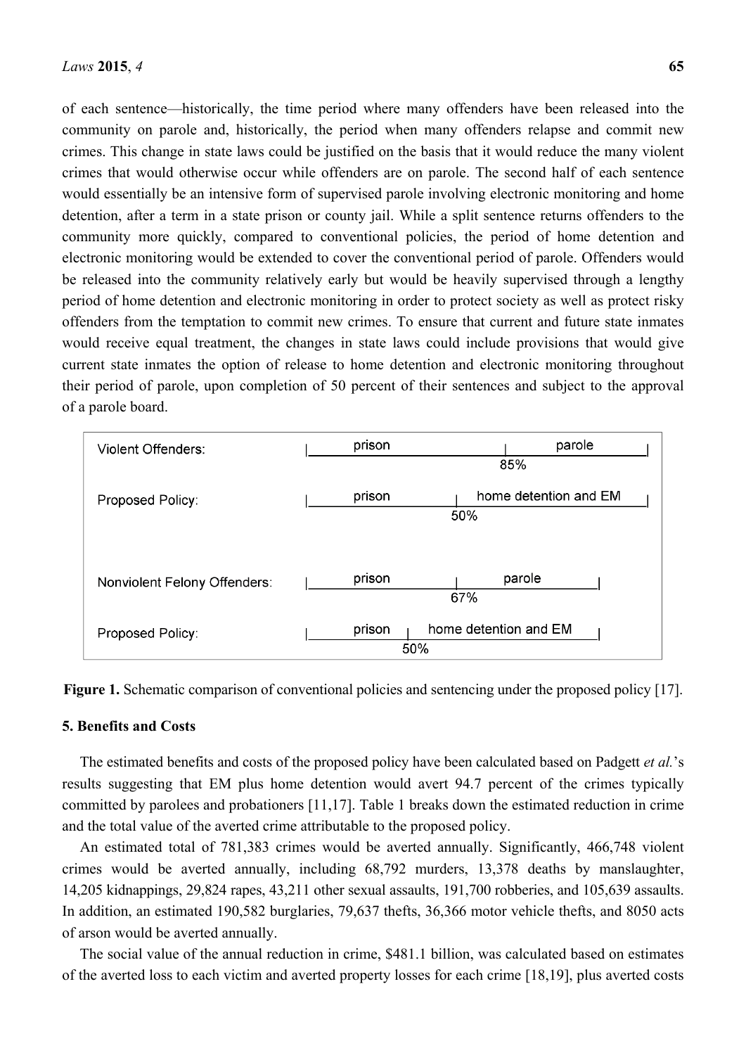of each sentence—historically, the time period where many offenders have been released into the community on parole and, historically, the period when many offenders relapse and commit new crimes. This change in state laws could be justified on the basis that it would reduce the many violent crimes that would otherwise occur while offenders are on parole. The second half of each sentence would essentially be an intensive form of supervised parole involving electronic monitoring and home detention, after a term in a state prison or county jail. While a split sentence returns offenders to the community more quickly, compared to conventional policies, the period of home detention and electronic monitoring would be extended to cover the conventional period of parole. Offenders would be released into the community relatively early but would be heavily supervised through a lengthy period of home detention and electronic monitoring in order to protect society as well as protect risky offenders from the temptation to commit new crimes. To ensure that current and future state inmates would receive equal treatment, the changes in state laws could include provisions that would give current state inmates the option of release to home detention and electronic monitoring throughout their period of parole, upon completion of 50 percent of their sentences and subject to the approval of a parole board.

| | First portion of sentence | Split point | Second portion of sentence |
|---|---|---|---|
| Violent Offenders: | prison | 85% | parole |
| Proposed Policy: | prison | 50% | home detention and EM |
| Nonviolent Felony Offenders: | prison | 67% | parole |
| Proposed Policy: | prison | 50% | home detention and EM |

**Figure 1.** Schematic comparison of conventional policies and sentencing under the proposed policy [17].

## 5. Benefits and Costs

The estimated benefits and costs of the proposed policy have been calculated based on Padgett *et al.*'s results suggesting that EM plus home detention would avert 94.7 percent of the crimes typically committed by parolees and probationers [11,17]. Table 1 breaks down the estimated reduction in crime and the total value of the averted crime attributable to the proposed policy.

An estimated total of 781,383 crimes would be averted annually. Significantly, 466,748 violent crimes would be averted annually, including 68,792 murders, 13,378 deaths by manslaughter, 14,205 kidnappings, 29,824 rapes, 43,211 other sexual assaults, 191,700 robberies, and 105,639 assaults. In addition, an estimated 190,582 burglaries, 79,637 thefts, 36,366 motor vehicle thefts, and 8050 acts of arson would be averted annually.

The social value of the annual reduction in crime, $481.1 billion, was calculated based on estimates of the averted loss to each victim and averted property losses for each crime [18,19], plus averted costs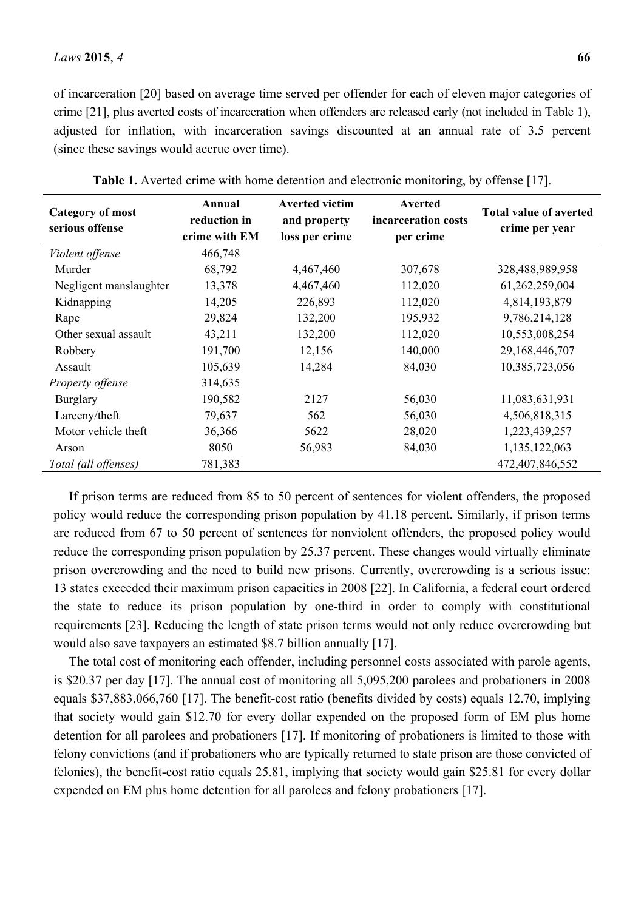of incarceration [20] based on average time served per offender for each of eleven major categories of crime [21], plus averted costs of incarceration when offenders are released early (not included in Table 1), adjusted for inflation, with incarceration savings discounted at an annual rate of 3.5 percent (since these savings would accrue over time).

**Table 1.** Averted crime with home detention and electronic monitoring, by offense [17].

| Category of most serious offense | Annual reduction in crime with EM | Averted victim and property loss per crime | Averted incarceration costs per crime | Total value of averted crime per year |
|---|---|---|---|---|
| *Violent offense* | 466,748 | | | |
| Murder | 68,792 | 4,467,460 | 307,678 | 328,488,989,958 |
| Negligent manslaughter | 13,378 | 4,467,460 | 112,020 | 61,262,259,004 |
| Kidnapping | 14,205 | 226,893 | 112,020 | 4,814,193,879 |
| Rape | 29,824 | 132,200 | 195,932 | 9,786,214,128 |
| Other sexual assault | 43,211 | 132,200 | 112,020 | 10,553,008,254 |
| Robbery | 191,700 | 12,156 | 140,000 | 29,168,446,707 |
| Assault | 105,639 | 14,284 | 84,030 | 10,385,723,056 |
| *Property offense* | 314,635 | | | |
| Burglary | 190,582 | 2127 | 56,030 | 11,083,631,931 |
| Larceny/theft | 79,637 | 562 | 56,030 | 4,506,818,315 |
| Motor vehicle theft | 36,366 | 5622 | 28,020 | 1,223,439,257 |
| Arson | 8050 | 56,983 | 84,030 | 1,135,122,063 |
| *Total (all offenses)* | 781,383 | | | 472,407,846,552 |

If prison terms are reduced from 85 to 50 percent of sentences for violent offenders, the proposed policy would reduce the corresponding prison population by 41.18 percent. Similarly, if prison terms are reduced from 67 to 50 percent of sentences for nonviolent offenders, the proposed policy would reduce the corresponding prison population by 25.37 percent. These changes would virtually eliminate prison overcrowding and the need to build new prisons. Currently, overcrowding is a serious issue: 13 states exceeded their maximum prison capacities in 2008 [22]. In California, a federal court ordered the state to reduce its prison population by one-third in order to comply with constitutional requirements [23]. Reducing the length of state prison terms would not only reduce overcrowding but would also save taxpayers an estimated $8.7 billion annually [17].

The total cost of monitoring each offender, including personnel costs associated with parole agents, is $20.37 per day [17]. The annual cost of monitoring all 5,095,200 parolees and probationers in 2008 equals $37,883,066,760 [17]. The benefit-cost ratio (benefits divided by costs) equals 12.70, implying that society would gain $12.70 for every dollar expended on the proposed form of EM plus home detention for all parolees and probationers [17]. If monitoring of probationers is limited to those with felony convictions (and if probationers who are typically returned to state prison are those convicted of felonies), the benefit-cost ratio equals 25.81, implying that society would gain $25.81 for every dollar expended on EM plus home detention for all parolees and felony probationers [17].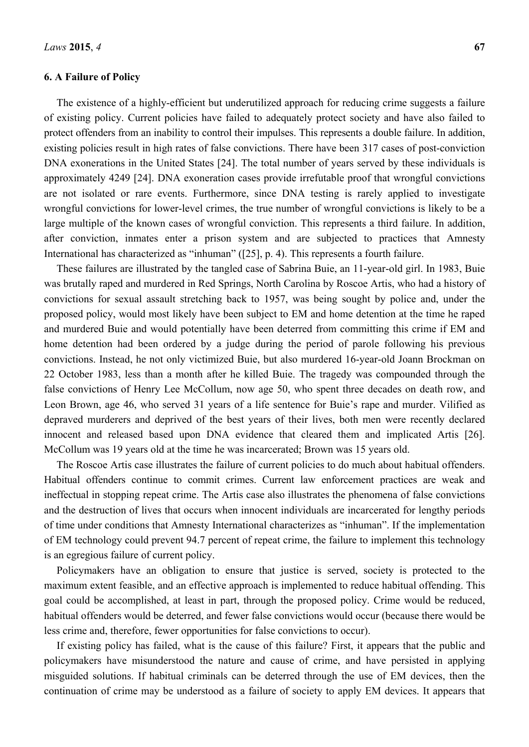## 6. A Failure of Policy

The existence of a highly-efficient but underutilized approach for reducing crime suggests a failure of existing policy. Current policies have failed to adequately protect society and have also failed to protect offenders from an inability to control their impulses. This represents a double failure. In addition, existing policies result in high rates of false convictions. There have been 317 cases of post-conviction DNA exonerations in the United States [24]. The total number of years served by these individuals is approximately 4249 [24]. DNA exoneration cases provide irrefutable proof that wrongful convictions are not isolated or rare events. Furthermore, since DNA testing is rarely applied to investigate wrongful convictions for lower-level crimes, the true number of wrongful convictions is likely to be a large multiple of the known cases of wrongful conviction. This represents a third failure. In addition, after conviction, inmates enter a prison system and are subjected to practices that Amnesty International has characterized as "inhuman" ([25], p. 4). This represents a fourth failure.

These failures are illustrated by the tangled case of Sabrina Buie, an 11-year-old girl. In 1983, Buie was brutally raped and murdered in Red Springs, North Carolina by Roscoe Artis, who had a history of convictions for sexual assault stretching back to 1957, was being sought by police and, under the proposed policy, would most likely have been subject to EM and home detention at the time he raped and murdered Buie and would potentially have been deterred from committing this crime if EM and home detention had been ordered by a judge during the period of parole following his previous convictions. Instead, he not only victimized Buie, but also murdered 16-year-old Joann Brockman on 22 October 1983, less than a month after he killed Buie. The tragedy was compounded through the false convictions of Henry Lee McCollum, now age 50, who spent three decades on death row, and Leon Brown, age 46, who served 31 years of a life sentence for Buie's rape and murder. Vilified as depraved murderers and deprived of the best years of their lives, both men were recently declared innocent and released based upon DNA evidence that cleared them and implicated Artis [26]. McCollum was 19 years old at the time he was incarcerated; Brown was 15 years old.

The Roscoe Artis case illustrates the failure of current policies to do much about habitual offenders. Habitual offenders continue to commit crimes. Current law enforcement practices are weak and ineffectual in stopping repeat crime. The Artis case also illustrates the phenomena of false convictions and the destruction of lives that occurs when innocent individuals are incarcerated for lengthy periods of time under conditions that Amnesty International characterizes as "inhuman". If the implementation of EM technology could prevent 94.7 percent of repeat crime, the failure to implement this technology is an egregious failure of current policy.

Policymakers have an obligation to ensure that justice is served, society is protected to the maximum extent feasible, and an effective approach is implemented to reduce habitual offending. This goal could be accomplished, at least in part, through the proposed policy. Crime would be reduced, habitual offenders would be deterred, and fewer false convictions would occur (because there would be less crime and, therefore, fewer opportunities for false convictions to occur).

If existing policy has failed, what is the cause of this failure? First, it appears that the public and policymakers have misunderstood the nature and cause of crime, and have persisted in applying misguided solutions. If habitual criminals can be deterred through the use of EM devices, then the continuation of crime may be understood as a failure of society to apply EM devices. It appears that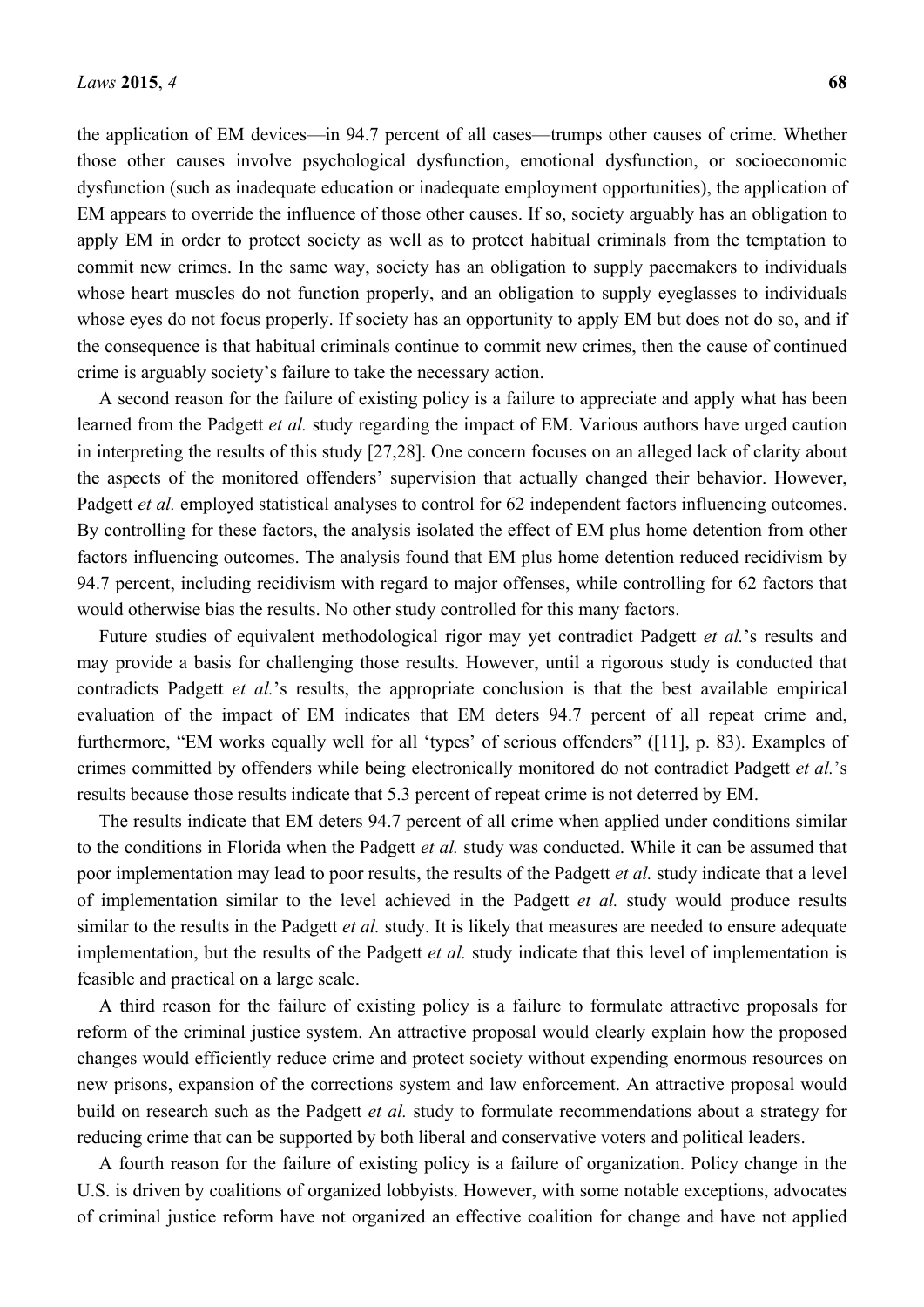the application of EM devices—in 94.7 percent of all cases—trumps other causes of crime. Whether those other causes involve psychological dysfunction, emotional dysfunction, or socioeconomic dysfunction (such as inadequate education or inadequate employment opportunities), the application of EM appears to override the influence of those other causes. If so, society arguably has an obligation to apply EM in order to protect society as well as to protect habitual criminals from the temptation to commit new crimes. In the same way, society has an obligation to supply pacemakers to individuals whose heart muscles do not function properly, and an obligation to supply eyeglasses to individuals whose eyes do not focus properly. If society has an opportunity to apply EM but does not do so, and if the consequence is that habitual criminals continue to commit new crimes, then the cause of continued crime is arguably society's failure to take the necessary action.

A second reason for the failure of existing policy is a failure to appreciate and apply what has been learned from the Padgett *et al.* study regarding the impact of EM. Various authors have urged caution in interpreting the results of this study [27,28]. One concern focuses on an alleged lack of clarity about the aspects of the monitored offenders' supervision that actually changed their behavior. However, Padgett *et al.* employed statistical analyses to control for 62 independent factors influencing outcomes. By controlling for these factors, the analysis isolated the effect of EM plus home detention from other factors influencing outcomes. The analysis found that EM plus home detention reduced recidivism by 94.7 percent, including recidivism with regard to major offenses, while controlling for 62 factors that would otherwise bias the results. No other study controlled for this many factors.

Future studies of equivalent methodological rigor may yet contradict Padgett *et al.*'s results and may provide a basis for challenging those results. However, until a rigorous study is conducted that contradicts Padgett *et al.*'s results, the appropriate conclusion is that the best available empirical evaluation of the impact of EM indicates that EM deters 94.7 percent of all repeat crime and, furthermore, "EM works equally well for all 'types' of serious offenders" ([11], p. 83). Examples of crimes committed by offenders while being electronically monitored do not contradict Padgett *et al.*'s results because those results indicate that 5.3 percent of repeat crime is not deterred by EM.

The results indicate that EM deters 94.7 percent of all crime when applied under conditions similar to the conditions in Florida when the Padgett *et al.* study was conducted. While it can be assumed that poor implementation may lead to poor results, the results of the Padgett *et al.* study indicate that a level of implementation similar to the level achieved in the Padgett *et al.* study would produce results similar to the results in the Padgett *et al.* study. It is likely that measures are needed to ensure adequate implementation, but the results of the Padgett *et al.* study indicate that this level of implementation is feasible and practical on a large scale.

A third reason for the failure of existing policy is a failure to formulate attractive proposals for reform of the criminal justice system. An attractive proposal would clearly explain how the proposed changes would efficiently reduce crime and protect society without expending enormous resources on new prisons, expansion of the corrections system and law enforcement. An attractive proposal would build on research such as the Padgett *et al.* study to formulate recommendations about a strategy for reducing crime that can be supported by both liberal and conservative voters and political leaders.

A fourth reason for the failure of existing policy is a failure of organization. Policy change in the U.S. is driven by coalitions of organized lobbyists. However, with some notable exceptions, advocates of criminal justice reform have not organized an effective coalition for change and have not applied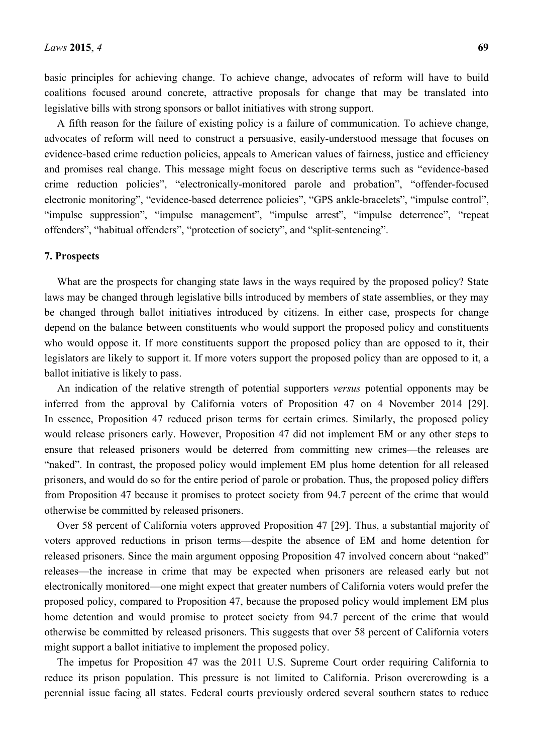basic principles for achieving change. To achieve change, advocates of reform will have to build coalitions focused around concrete, attractive proposals for change that may be translated into legislative bills with strong sponsors or ballot initiatives with strong support.

A fifth reason for the failure of existing policy is a failure of communication. To achieve change, advocates of reform will need to construct a persuasive, easily-understood message that focuses on evidence-based crime reduction policies, appeals to American values of fairness, justice and efficiency and promises real change. This message might focus on descriptive terms such as "evidence-based crime reduction policies", "electronically-monitored parole and probation", "offender-focused electronic monitoring", "evidence-based deterrence policies", "GPS ankle-bracelets", "impulse control", "impulse suppression", "impulse management", "impulse arrest", "impulse deterrence", "repeat offenders", "habitual offenders", "protection of society", and "split-sentencing".

## 7. Prospects

What are the prospects for changing state laws in the ways required by the proposed policy? State laws may be changed through legislative bills introduced by members of state assemblies, or they may be changed through ballot initiatives introduced by citizens. In either case, prospects for change depend on the balance between constituents who would support the proposed policy and constituents who would oppose it. If more constituents support the proposed policy than are opposed to it, their legislators are likely to support it. If more voters support the proposed policy than are opposed to it, a ballot initiative is likely to pass.

An indication of the relative strength of potential supporters *versus* potential opponents may be inferred from the approval by California voters of Proposition 47 on 4 November 2014 [29]. In essence, Proposition 47 reduced prison terms for certain crimes. Similarly, the proposed policy would release prisoners early. However, Proposition 47 did not implement EM or any other steps to ensure that released prisoners would be deterred from committing new crimes—the releases are "naked". In contrast, the proposed policy would implement EM plus home detention for all released prisoners, and would do so for the entire period of parole or probation. Thus, the proposed policy differs from Proposition 47 because it promises to protect society from 94.7 percent of the crime that would otherwise be committed by released prisoners.

Over 58 percent of California voters approved Proposition 47 [29]. Thus, a substantial majority of voters approved reductions in prison terms—despite the absence of EM and home detention for released prisoners. Since the main argument opposing Proposition 47 involved concern about "naked" releases—the increase in crime that may be expected when prisoners are released early but not electronically monitored—one might expect that greater numbers of California voters would prefer the proposed policy, compared to Proposition 47, because the proposed policy would implement EM plus home detention and would promise to protect society from 94.7 percent of the crime that would otherwise be committed by released prisoners. This suggests that over 58 percent of California voters might support a ballot initiative to implement the proposed policy.

The impetus for Proposition 47 was the 2011 U.S. Supreme Court order requiring California to reduce its prison population. This pressure is not limited to California. Prison overcrowding is a perennial issue facing all states. Federal courts previously ordered several southern states to reduce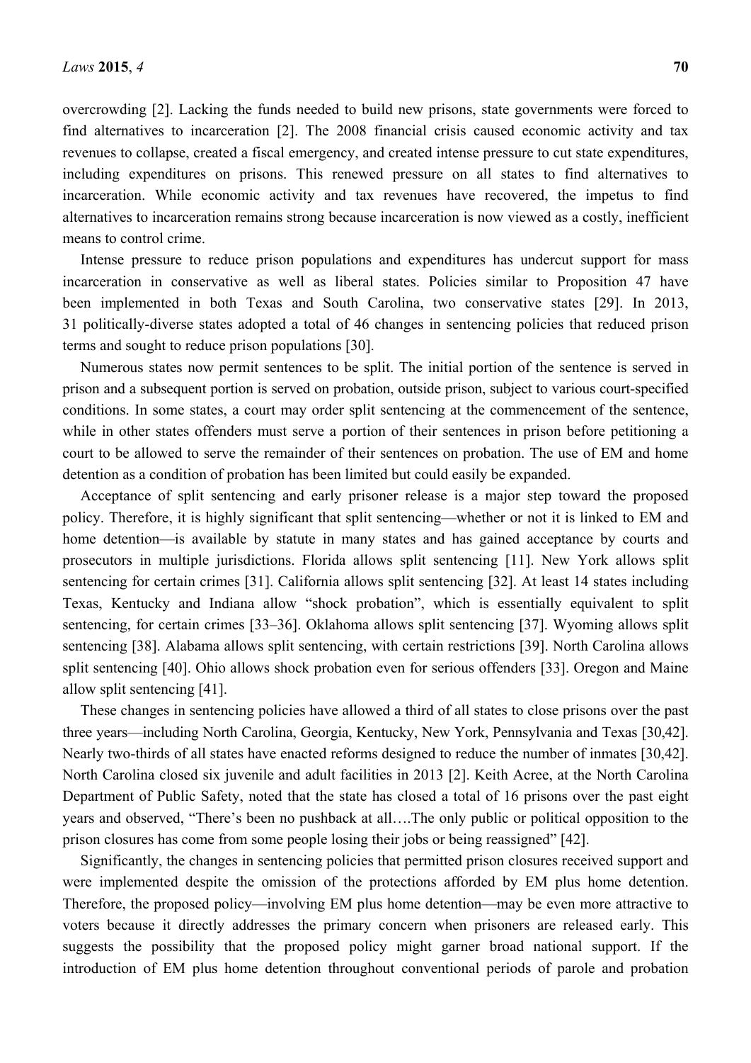overcrowding [2]. Lacking the funds needed to build new prisons, state governments were forced to find alternatives to incarceration [2]. The 2008 financial crisis caused economic activity and tax revenues to collapse, created a fiscal emergency, and created intense pressure to cut state expenditures, including expenditures on prisons. This renewed pressure on all states to find alternatives to incarceration. While economic activity and tax revenues have recovered, the impetus to find alternatives to incarceration remains strong because incarceration is now viewed as a costly, inefficient means to control crime.

Intense pressure to reduce prison populations and expenditures has undercut support for mass incarceration in conservative as well as liberal states. Policies similar to Proposition 47 have been implemented in both Texas and South Carolina, two conservative states [29]. In 2013, 31 politically-diverse states adopted a total of 46 changes in sentencing policies that reduced prison terms and sought to reduce prison populations [30].

Numerous states now permit sentences to be split. The initial portion of the sentence is served in prison and a subsequent portion is served on probation, outside prison, subject to various court-specified conditions. In some states, a court may order split sentencing at the commencement of the sentence, while in other states offenders must serve a portion of their sentences in prison before petitioning a court to be allowed to serve the remainder of their sentences on probation. The use of EM and home detention as a condition of probation has been limited but could easily be expanded.

Acceptance of split sentencing and early prisoner release is a major step toward the proposed policy. Therefore, it is highly significant that split sentencing—whether or not it is linked to EM and home detention—is available by statute in many states and has gained acceptance by courts and prosecutors in multiple jurisdictions. Florida allows split sentencing [11]. New York allows split sentencing for certain crimes [31]. California allows split sentencing [32]. At least 14 states including Texas, Kentucky and Indiana allow "shock probation", which is essentially equivalent to split sentencing, for certain crimes [33–36]. Oklahoma allows split sentencing [37]. Wyoming allows split sentencing [38]. Alabama allows split sentencing, with certain restrictions [39]. North Carolina allows split sentencing [40]. Ohio allows shock probation even for serious offenders [33]. Oregon and Maine allow split sentencing [41].

These changes in sentencing policies have allowed a third of all states to close prisons over the past three years—including North Carolina, Georgia, Kentucky, New York, Pennsylvania and Texas [30,42]. Nearly two-thirds of all states have enacted reforms designed to reduce the number of inmates [30,42]. North Carolina closed six juvenile and adult facilities in 2013 [2]. Keith Acree, at the North Carolina Department of Public Safety, noted that the state has closed a total of 16 prisons over the past eight years and observed, "There's been no pushback at all….The only public or political opposition to the prison closures has come from some people losing their jobs or being reassigned" [42].

Significantly, the changes in sentencing policies that permitted prison closures received support and were implemented despite the omission of the protections afforded by EM plus home detention. Therefore, the proposed policy—involving EM plus home detention—may be even more attractive to voters because it directly addresses the primary concern when prisoners are released early. This suggests the possibility that the proposed policy might garner broad national support. If the introduction of EM plus home detention throughout conventional periods of parole and probation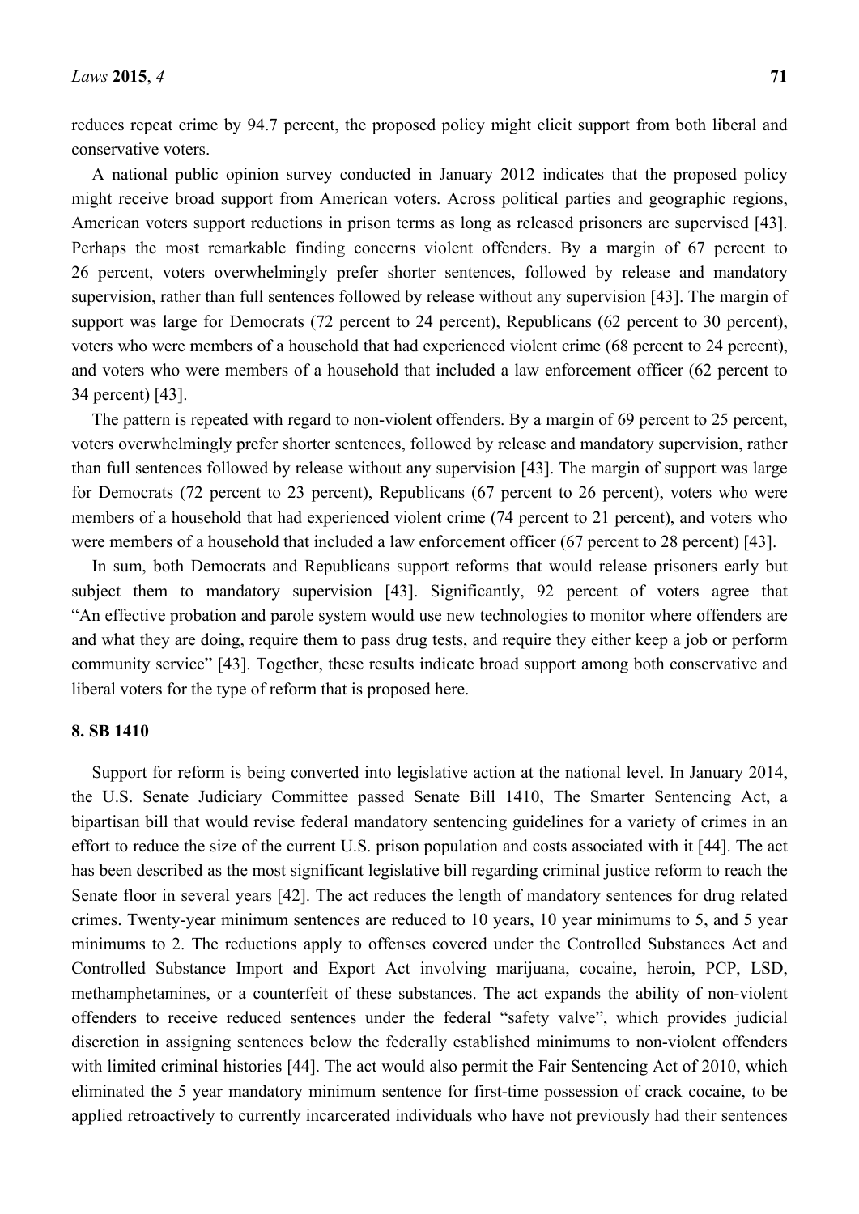reduces repeat crime by 94.7 percent, the proposed policy might elicit support from both liberal and conservative voters.

A national public opinion survey conducted in January 2012 indicates that the proposed policy might receive broad support from American voters. Across political parties and geographic regions, American voters support reductions in prison terms as long as released prisoners are supervised [43]. Perhaps the most remarkable finding concerns violent offenders. By a margin of 67 percent to 26 percent, voters overwhelmingly prefer shorter sentences, followed by release and mandatory supervision, rather than full sentences followed by release without any supervision [43]. The margin of support was large for Democrats (72 percent to 24 percent), Republicans (62 percent to 30 percent), voters who were members of a household that had experienced violent crime (68 percent to 24 percent), and voters who were members of a household that included a law enforcement officer (62 percent to 34 percent) [43].

The pattern is repeated with regard to non-violent offenders. By a margin of 69 percent to 25 percent, voters overwhelmingly prefer shorter sentences, followed by release and mandatory supervision, rather than full sentences followed by release without any supervision [43]. The margin of support was large for Democrats (72 percent to 23 percent), Republicans (67 percent to 26 percent), voters who were members of a household that had experienced violent crime (74 percent to 21 percent), and voters who were members of a household that included a law enforcement officer (67 percent to 28 percent) [43].

In sum, both Democrats and Republicans support reforms that would release prisoners early but subject them to mandatory supervision [43]. Significantly, 92 percent of voters agree that "An effective probation and parole system would use new technologies to monitor where offenders are and what they are doing, require them to pass drug tests, and require they either keep a job or perform community service" [43]. Together, these results indicate broad support among both conservative and liberal voters for the type of reform that is proposed here.

## 8. SB 1410

Support for reform is being converted into legislative action at the national level. In January 2014, the U.S. Senate Judiciary Committee passed Senate Bill 1410, The Smarter Sentencing Act, a bipartisan bill that would revise federal mandatory sentencing guidelines for a variety of crimes in an effort to reduce the size of the current U.S. prison population and costs associated with it [44]. The act has been described as the most significant legislative bill regarding criminal justice reform to reach the Senate floor in several years [42]. The act reduces the length of mandatory sentences for drug related crimes. Twenty-year minimum sentences are reduced to 10 years, 10 year minimums to 5, and 5 year minimums to 2. The reductions apply to offenses covered under the Controlled Substances Act and Controlled Substance Import and Export Act involving marijuana, cocaine, heroin, PCP, LSD, methamphetamines, or a counterfeit of these substances. The act expands the ability of non-violent offenders to receive reduced sentences under the federal "safety valve", which provides judicial discretion in assigning sentences below the federally established minimums to non-violent offenders with limited criminal histories [44]. The act would also permit the Fair Sentencing Act of 2010, which eliminated the 5 year mandatory minimum sentence for first-time possession of crack cocaine, to be applied retroactively to currently incarcerated individuals who have not previously had their sentences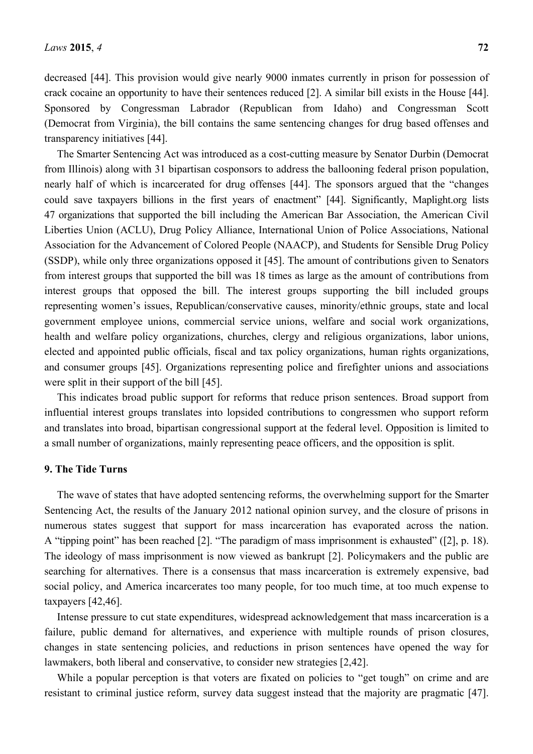decreased [44]. This provision would give nearly 9000 inmates currently in prison for possession of crack cocaine an opportunity to have their sentences reduced [2]. A similar bill exists in the House [44]. Sponsored by Congressman Labrador (Republican from Idaho) and Congressman Scott (Democrat from Virginia), the bill contains the same sentencing changes for drug based offenses and transparency initiatives [44].

The Smarter Sentencing Act was introduced as a cost-cutting measure by Senator Durbin (Democrat from Illinois) along with 31 bipartisan cosponsors to address the ballooning federal prison population, nearly half of which is incarcerated for drug offenses [44]. The sponsors argued that the "changes could save taxpayers billions in the first years of enactment" [44]. Significantly, Maplight.org lists 47 organizations that supported the bill including the American Bar Association, the American Civil Liberties Union (ACLU), Drug Policy Alliance, International Union of Police Associations, National Association for the Advancement of Colored People (NAACP), and Students for Sensible Drug Policy (SSDP), while only three organizations opposed it [45]. The amount of contributions given to Senators from interest groups that supported the bill was 18 times as large as the amount of contributions from interest groups that opposed the bill. The interest groups supporting the bill included groups representing women's issues, Republican/conservative causes, minority/ethnic groups, state and local government employee unions, commercial service unions, welfare and social work organizations, health and welfare policy organizations, churches, clergy and religious organizations, labor unions, elected and appointed public officials, fiscal and tax policy organizations, human rights organizations, and consumer groups [45]. Organizations representing police and firefighter unions and associations were split in their support of the bill [45].

This indicates broad public support for reforms that reduce prison sentences. Broad support from influential interest groups translates into lopsided contributions to congressmen who support reform and translates into broad, bipartisan congressional support at the federal level. Opposition is limited to a small number of organizations, mainly representing peace officers, and the opposition is split.

## 9. The Tide Turns

The wave of states that have adopted sentencing reforms, the overwhelming support for the Smarter Sentencing Act, the results of the January 2012 national opinion survey, and the closure of prisons in numerous states suggest that support for mass incarceration has evaporated across the nation. A "tipping point" has been reached [2]. "The paradigm of mass imprisonment is exhausted" ([2], p. 18). The ideology of mass imprisonment is now viewed as bankrupt [2]. Policymakers and the public are searching for alternatives. There is a consensus that mass incarceration is extremely expensive, bad social policy, and America incarcerates too many people, for too much time, at too much expense to taxpayers [42,46].

Intense pressure to cut state expenditures, widespread acknowledgement that mass incarceration is a failure, public demand for alternatives, and experience with multiple rounds of prison closures, changes in state sentencing policies, and reductions in prison sentences have opened the way for lawmakers, both liberal and conservative, to consider new strategies [2,42].

While a popular perception is that voters are fixated on policies to "get tough" on crime and are resistant to criminal justice reform, survey data suggest instead that the majority are pragmatic [47].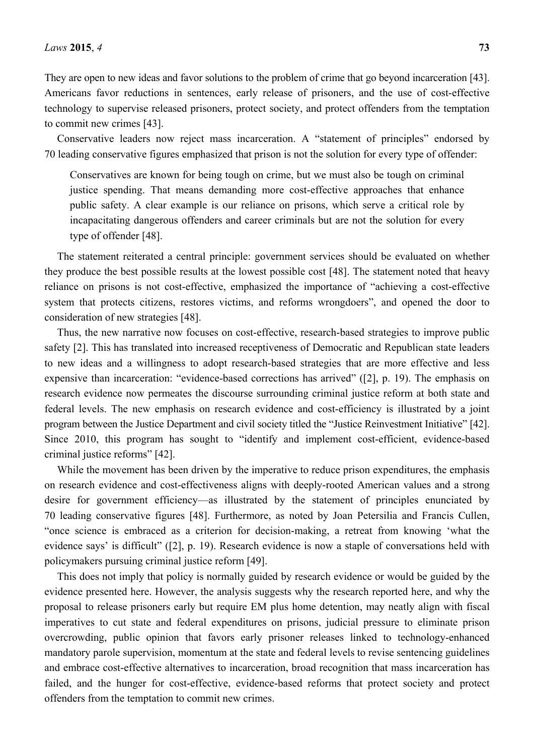They are open to new ideas and favor solutions to the problem of crime that go beyond incarceration [43]. Americans favor reductions in sentences, early release of prisoners, and the use of cost-effective technology to supervise released prisoners, protect society, and protect offenders from the temptation to commit new crimes [43].

Conservative leaders now reject mass incarceration. A "statement of principles" endorsed by 70 leading conservative figures emphasized that prison is not the solution for every type of offender:

> Conservatives are known for being tough on crime, but we must also be tough on criminal justice spending. That means demanding more cost-effective approaches that enhance public safety. A clear example is our reliance on prisons, which serve a critical role by incapacitating dangerous offenders and career criminals but are not the solution for every type of offender [48].

The statement reiterated a central principle: government services should be evaluated on whether they produce the best possible results at the lowest possible cost [48]. The statement noted that heavy reliance on prisons is not cost-effective, emphasized the importance of "achieving a cost-effective system that protects citizens, restores victims, and reforms wrongdoers", and opened the door to consideration of new strategies [48].

Thus, the new narrative now focuses on cost-effective, research-based strategies to improve public safety [2]. This has translated into increased receptiveness of Democratic and Republican state leaders to new ideas and a willingness to adopt research-based strategies that are more effective and less expensive than incarceration: "evidence-based corrections has arrived" ([2], p. 19). The emphasis on research evidence now permeates the discourse surrounding criminal justice reform at both state and federal levels. The new emphasis on research evidence and cost-efficiency is illustrated by a joint program between the Justice Department and civil society titled the "Justice Reinvestment Initiative" [42]. Since 2010, this program has sought to "identify and implement cost-efficient, evidence-based criminal justice reforms" [42].

While the movement has been driven by the imperative to reduce prison expenditures, the emphasis on research evidence and cost-effectiveness aligns with deeply-rooted American values and a strong desire for government efficiency—as illustrated by the statement of principles enunciated by 70 leading conservative figures [48]. Furthermore, as noted by Joan Petersilia and Francis Cullen, "once science is embraced as a criterion for decision-making, a retreat from knowing 'what the evidence says' is difficult" ([2], p. 19). Research evidence is now a staple of conversations held with policymakers pursuing criminal justice reform [49].

This does not imply that policy is normally guided by research evidence or would be guided by the evidence presented here. However, the analysis suggests why the research reported here, and why the proposal to release prisoners early but require EM plus home detention, may neatly align with fiscal imperatives to cut state and federal expenditures on prisons, judicial pressure to eliminate prison overcrowding, public opinion that favors early prisoner releases linked to technology-enhanced mandatory parole supervision, momentum at the state and federal levels to revise sentencing guidelines and embrace cost-effective alternatives to incarceration, broad recognition that mass incarceration has failed, and the hunger for cost-effective, evidence-based reforms that protect society and protect offenders from the temptation to commit new crimes.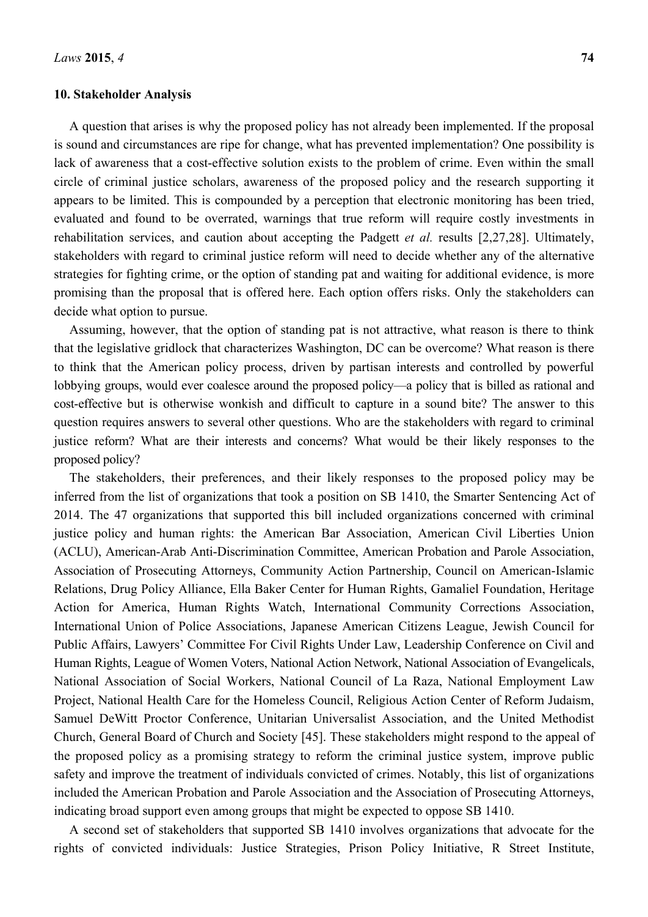## 10. Stakeholder Analysis

A question that arises is why the proposed policy has not already been implemented. If the proposal is sound and circumstances are ripe for change, what has prevented implementation? One possibility is lack of awareness that a cost-effective solution exists to the problem of crime. Even within the small circle of criminal justice scholars, awareness of the proposed policy and the research supporting it appears to be limited. This is compounded by a perception that electronic monitoring has been tried, evaluated and found to be overrated, warnings that true reform will require costly investments in rehabilitation services, and caution about accepting the Padgett *et al.* results [2,27,28]. Ultimately, stakeholders with regard to criminal justice reform will need to decide whether any of the alternative strategies for fighting crime, or the option of standing pat and waiting for additional evidence, is more promising than the proposal that is offered here. Each option offers risks. Only the stakeholders can decide what option to pursue.

Assuming, however, that the option of standing pat is not attractive, what reason is there to think that the legislative gridlock that characterizes Washington, DC can be overcome? What reason is there to think that the American policy process, driven by partisan interests and controlled by powerful lobbying groups, would ever coalesce around the proposed policy—a policy that is billed as rational and cost-effective but is otherwise wonkish and difficult to capture in a sound bite? The answer to this question requires answers to several other questions. Who are the stakeholders with regard to criminal justice reform? What are their interests and concerns? What would be their likely responses to the proposed policy?

The stakeholders, their preferences, and their likely responses to the proposed policy may be inferred from the list of organizations that took a position on SB 1410, the Smarter Sentencing Act of 2014. The 47 organizations that supported this bill included organizations concerned with criminal justice policy and human rights: the American Bar Association, American Civil Liberties Union (ACLU), American-Arab Anti-Discrimination Committee, American Probation and Parole Association, Association of Prosecuting Attorneys, Community Action Partnership, Council on American-Islamic Relations, Drug Policy Alliance, Ella Baker Center for Human Rights, Gamaliel Foundation, Heritage Action for America, Human Rights Watch, International Community Corrections Association, International Union of Police Associations, Japanese American Citizens League, Jewish Council for Public Affairs, Lawyers' Committee For Civil Rights Under Law, Leadership Conference on Civil and Human Rights, League of Women Voters, National Action Network, National Association of Evangelicals, National Association of Social Workers, National Council of La Raza, National Employment Law Project, National Health Care for the Homeless Council, Religious Action Center of Reform Judaism, Samuel DeWitt Proctor Conference, Unitarian Universalist Association, and the United Methodist Church, General Board of Church and Society [45]. These stakeholders might respond to the appeal of the proposed policy as a promising strategy to reform the criminal justice system, improve public safety and improve the treatment of individuals convicted of crimes. Notably, this list of organizations included the American Probation and Parole Association and the Association of Prosecuting Attorneys, indicating broad support even among groups that might be expected to oppose SB 1410.

A second set of stakeholders that supported SB 1410 involves organizations that advocate for the rights of convicted individuals: Justice Strategies, Prison Policy Initiative, R Street Institute,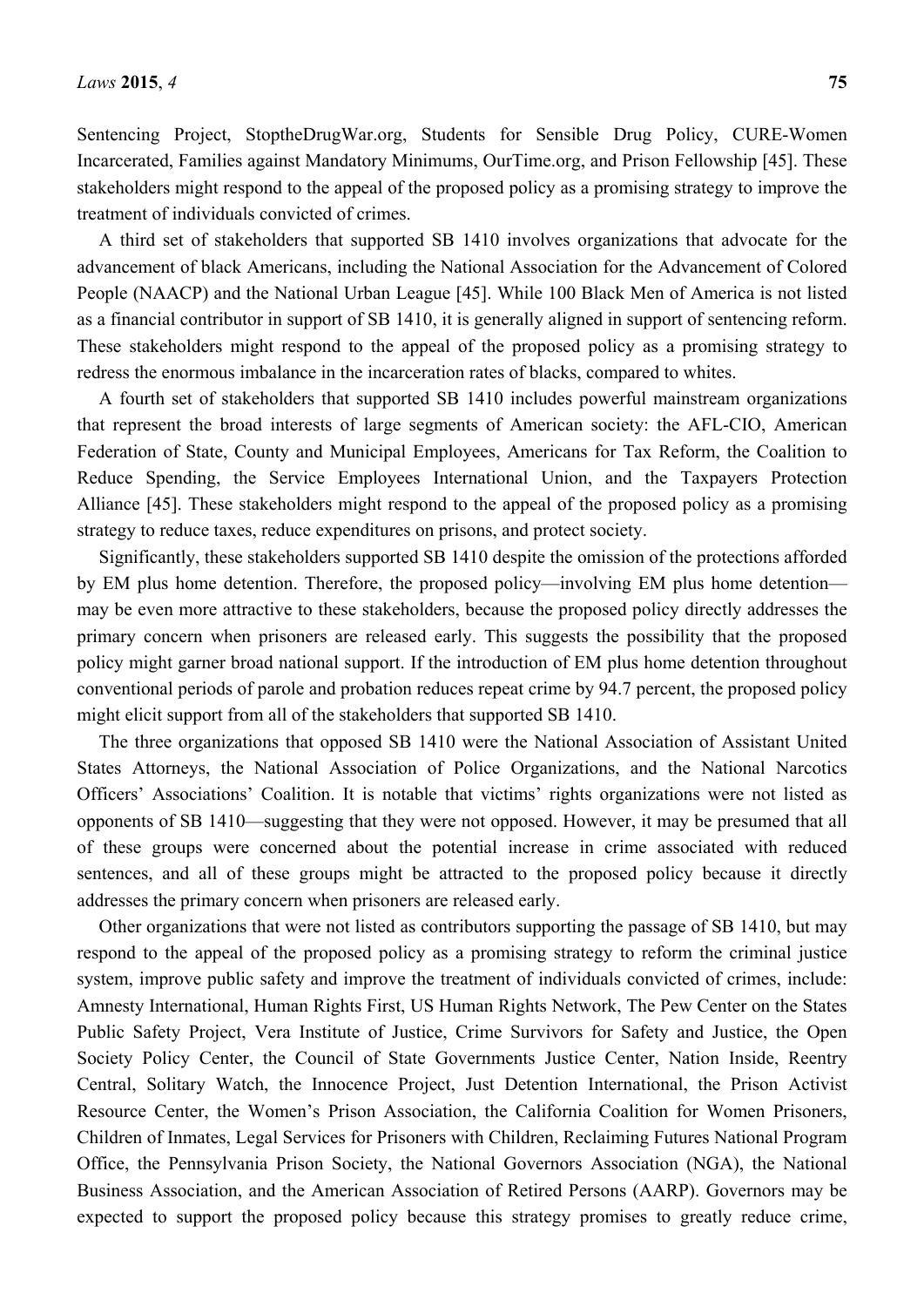Sentencing Project, StoptheDrugWar.org, Students for Sensible Drug Policy, CURE-Women Incarcerated, Families against Mandatory Minimums, OurTime.org, and Prison Fellowship [45]. These stakeholders might respond to the appeal of the proposed policy as a promising strategy to improve the treatment of individuals convicted of crimes.

A third set of stakeholders that supported SB 1410 involves organizations that advocate for the advancement of black Americans, including the National Association for the Advancement of Colored People (NAACP) and the National Urban League [45]. While 100 Black Men of America is not listed as a financial contributor in support of SB 1410, it is generally aligned in support of sentencing reform. These stakeholders might respond to the appeal of the proposed policy as a promising strategy to redress the enormous imbalance in the incarceration rates of blacks, compared to whites.

A fourth set of stakeholders that supported SB 1410 includes powerful mainstream organizations that represent the broad interests of large segments of American society: the AFL-CIO, American Federation of State, County and Municipal Employees, Americans for Tax Reform, the Coalition to Reduce Spending, the Service Employees International Union, and the Taxpayers Protection Alliance [45]. These stakeholders might respond to the appeal of the proposed policy as a promising strategy to reduce taxes, reduce expenditures on prisons, and protect society.

Significantly, these stakeholders supported SB 1410 despite the omission of the protections afforded by EM plus home detention. Therefore, the proposed policy—involving EM plus home detention—may be even more attractive to these stakeholders, because the proposed policy directly addresses the primary concern when prisoners are released early. This suggests the possibility that the proposed policy might garner broad national support. If the introduction of EM plus home detention throughout conventional periods of parole and probation reduces repeat crime by 94.7 percent, the proposed policy might elicit support from all of the stakeholders that supported SB 1410.

The three organizations that opposed SB 1410 were the National Association of Assistant United States Attorneys, the National Association of Police Organizations, and the National Narcotics Officers' Associations' Coalition. It is notable that victims' rights organizations were not listed as opponents of SB 1410—suggesting that they were not opposed. However, it may be presumed that all of these groups were concerned about the potential increase in crime associated with reduced sentences, and all of these groups might be attracted to the proposed policy because it directly addresses the primary concern when prisoners are released early.

Other organizations that were not listed as contributors supporting the passage of SB 1410, but may respond to the appeal of the proposed policy as a promising strategy to reform the criminal justice system, improve public safety and improve the treatment of individuals convicted of crimes, include: Amnesty International, Human Rights First, US Human Rights Network, The Pew Center on the States Public Safety Project, Vera Institute of Justice, Crime Survivors for Safety and Justice, the Open Society Policy Center, the Council of State Governments Justice Center, Nation Inside, Reentry Central, Solitary Watch, the Innocence Project, Just Detention International, the Prison Activist Resource Center, the Women's Prison Association, the California Coalition for Women Prisoners, Children of Inmates, Legal Services for Prisoners with Children, Reclaiming Futures National Program Office, the Pennsylvania Prison Society, the National Governors Association (NGA), the National Business Association, and the American Association of Retired Persons (AARP). Governors may be expected to support the proposed policy because this strategy promises to greatly reduce crime,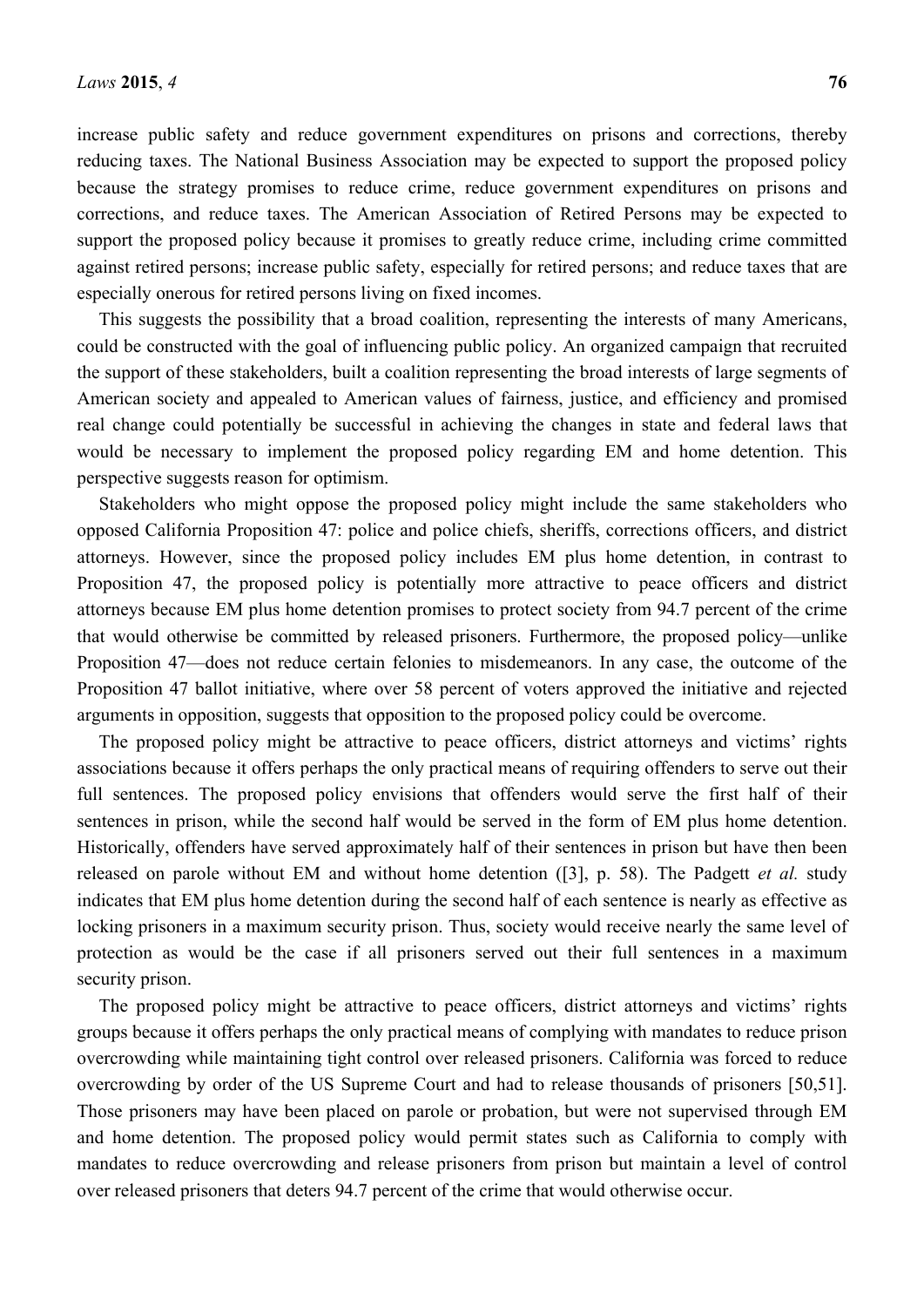increase public safety and reduce government expenditures on prisons and corrections, thereby reducing taxes. The National Business Association may be expected to support the proposed policy because the strategy promises to reduce crime, reduce government expenditures on prisons and corrections, and reduce taxes. The American Association of Retired Persons may be expected to support the proposed policy because it promises to greatly reduce crime, including crime committed against retired persons; increase public safety, especially for retired persons; and reduce taxes that are especially onerous for retired persons living on fixed incomes.

This suggests the possibility that a broad coalition, representing the interests of many Americans, could be constructed with the goal of influencing public policy. An organized campaign that recruited the support of these stakeholders, built a coalition representing the broad interests of large segments of American society and appealed to American values of fairness, justice, and efficiency and promised real change could potentially be successful in achieving the changes in state and federal laws that would be necessary to implement the proposed policy regarding EM and home detention. This perspective suggests reason for optimism.

Stakeholders who might oppose the proposed policy might include the same stakeholders who opposed California Proposition 47: police and police chiefs, sheriffs, corrections officers, and district attorneys. However, since the proposed policy includes EM plus home detention, in contrast to Proposition 47, the proposed policy is potentially more attractive to peace officers and district attorneys because EM plus home detention promises to protect society from 94.7 percent of the crime that would otherwise be committed by released prisoners. Furthermore, the proposed policy—unlike Proposition 47—does not reduce certain felonies to misdemeanors. In any case, the outcome of the Proposition 47 ballot initiative, where over 58 percent of voters approved the initiative and rejected arguments in opposition, suggests that opposition to the proposed policy could be overcome.

The proposed policy might be attractive to peace officers, district attorneys and victims' rights associations because it offers perhaps the only practical means of requiring offenders to serve out their full sentences. The proposed policy envisions that offenders would serve the first half of their sentences in prison, while the second half would be served in the form of EM plus home detention. Historically, offenders have served approximately half of their sentences in prison but have then been released on parole without EM and without home detention ([3], p. 58). The Padgett *et al.* study indicates that EM plus home detention during the second half of each sentence is nearly as effective as locking prisoners in a maximum security prison. Thus, society would receive nearly the same level of protection as would be the case if all prisoners served out their full sentences in a maximum security prison.

The proposed policy might be attractive to peace officers, district attorneys and victims' rights groups because it offers perhaps the only practical means of complying with mandates to reduce prison overcrowding while maintaining tight control over released prisoners. California was forced to reduce overcrowding by order of the US Supreme Court and had to release thousands of prisoners [50,51]. Those prisoners may have been placed on parole or probation, but were not supervised through EM and home detention. The proposed policy would permit states such as California to comply with mandates to reduce overcrowding and release prisoners from prison but maintain a level of control over released prisoners that deters 94.7 percent of the crime that would otherwise occur.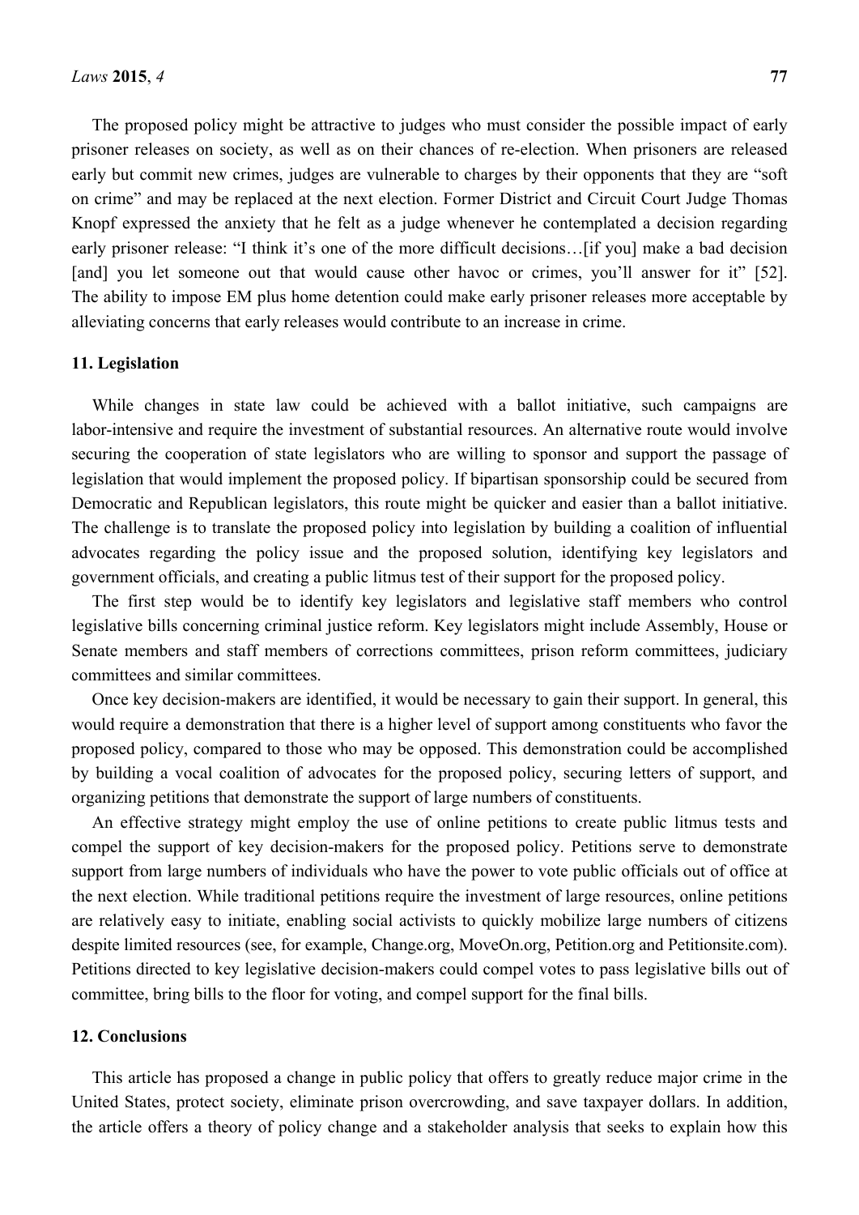The proposed policy might be attractive to judges who must consider the possible impact of early prisoner releases on society, as well as on their chances of re-election. When prisoners are released early but commit new crimes, judges are vulnerable to charges by their opponents that they are "soft on crime" and may be replaced at the next election. Former District and Circuit Court Judge Thomas Knopf expressed the anxiety that he felt as a judge whenever he contemplated a decision regarding early prisoner release: "I think it's one of the more difficult decisions…[if you] make a bad decision [and] you let someone out that would cause other havoc or crimes, you'll answer for it" [52]. The ability to impose EM plus home detention could make early prisoner releases more acceptable by alleviating concerns that early releases would contribute to an increase in crime.

## 11. Legislation

While changes in state law could be achieved with a ballot initiative, such campaigns are labor-intensive and require the investment of substantial resources. An alternative route would involve securing the cooperation of state legislators who are willing to sponsor and support the passage of legislation that would implement the proposed policy. If bipartisan sponsorship could be secured from Democratic and Republican legislators, this route might be quicker and easier than a ballot initiative. The challenge is to translate the proposed policy into legislation by building a coalition of influential advocates regarding the policy issue and the proposed solution, identifying key legislators and government officials, and creating a public litmus test of their support for the proposed policy.

The first step would be to identify key legislators and legislative staff members who control legislative bills concerning criminal justice reform. Key legislators might include Assembly, House or Senate members and staff members of corrections committees, prison reform committees, judiciary committees and similar committees.

Once key decision-makers are identified, it would be necessary to gain their support. In general, this would require a demonstration that there is a higher level of support among constituents who favor the proposed policy, compared to those who may be opposed. This demonstration could be accomplished by building a vocal coalition of advocates for the proposed policy, securing letters of support, and organizing petitions that demonstrate the support of large numbers of constituents.

An effective strategy might employ the use of online petitions to create public litmus tests and compel the support of key decision-makers for the proposed policy. Petitions serve to demonstrate support from large numbers of individuals who have the power to vote public officials out of office at the next election. While traditional petitions require the investment of large resources, online petitions are relatively easy to initiate, enabling social activists to quickly mobilize large numbers of citizens despite limited resources (see, for example, Change.org, MoveOn.org, Petition.org and Petitionsite.com). Petitions directed to key legislative decision-makers could compel votes to pass legislative bills out of committee, bring bills to the floor for voting, and compel support for the final bills.

## 12. Conclusions

This article has proposed a change in public policy that offers to greatly reduce major crime in the United States, protect society, eliminate prison overcrowding, and save taxpayer dollars. In addition, the article offers a theory of policy change and a stakeholder analysis that seeks to explain how this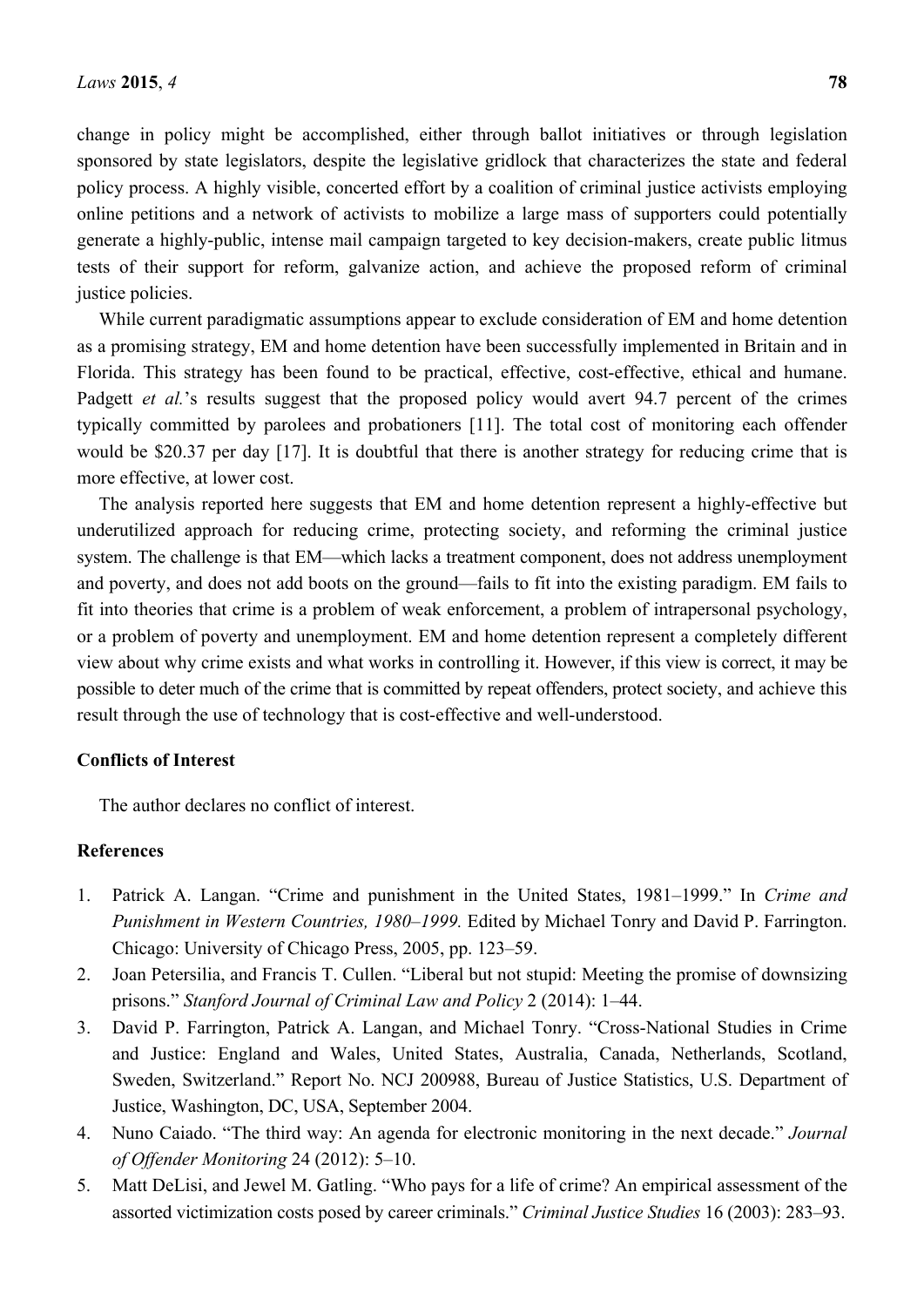change in policy might be accomplished, either through ballot initiatives or through legislation sponsored by state legislators, despite the legislative gridlock that characterizes the state and federal policy process. A highly visible, concerted effort by a coalition of criminal justice activists employing online petitions and a network of activists to mobilize a large mass of supporters could potentially generate a highly-public, intense mail campaign targeted to key decision-makers, create public litmus tests of their support for reform, galvanize action, and achieve the proposed reform of criminal justice policies.

While current paradigmatic assumptions appear to exclude consideration of EM and home detention as a promising strategy, EM and home detention have been successfully implemented in Britain and in Florida. This strategy has been found to be practical, effective, cost-effective, ethical and humane. Padgett *et al.*'s results suggest that the proposed policy would avert 94.7 percent of the crimes typically committed by parolees and probationers [11]. The total cost of monitoring each offender would be $20.37 per day [17]. It is doubtful that there is another strategy for reducing crime that is more effective, at lower cost.

The analysis reported here suggests that EM and home detention represent a highly-effective but underutilized approach for reducing crime, protecting society, and reforming the criminal justice system. The challenge is that EM—which lacks a treatment component, does not address unemployment and poverty, and does not add boots on the ground—fails to fit into the existing paradigm. EM fails to fit into theories that crime is a problem of weak enforcement, a problem of intrapersonal psychology, or a problem of poverty and unemployment. EM and home detention represent a completely different view about why crime exists and what works in controlling it. However, if this view is correct, it may be possible to deter much of the crime that is committed by repeat offenders, protect society, and achieve this result through the use of technology that is cost-effective and well-understood.

## Conflicts of Interest

The author declares no conflict of interest.

## References

1. Patrick A. Langan. "Crime and punishment in the United States, 1981–1999." In *Crime and Punishment in Western Countries, 1980–1999.* Edited by Michael Tonry and David P. Farrington. Chicago: University of Chicago Press, 2005, pp. 123–59.
2. Joan Petersilia, and Francis T. Cullen. "Liberal but not stupid: Meeting the promise of downsizing prisons." *Stanford Journal of Criminal Law and Policy* 2 (2014): 1–44.
3. David P. Farrington, Patrick A. Langan, and Michael Tonry. "Cross-National Studies in Crime and Justice: England and Wales, United States, Australia, Canada, Netherlands, Scotland, Sweden, Switzerland." Report No. NCJ 200988, Bureau of Justice Statistics, U.S. Department of Justice, Washington, DC, USA, September 2004.
4. Nuno Caiado. "The third way: An agenda for electronic monitoring in the next decade." *Journal of Offender Monitoring* 24 (2012): 5–10.
5. Matt DeLisi, and Jewel M. Gatling. "Who pays for a life of crime? An empirical assessment of the assorted victimization costs posed by career criminals." *Criminal Justice Studies* 16 (2003): 283–93.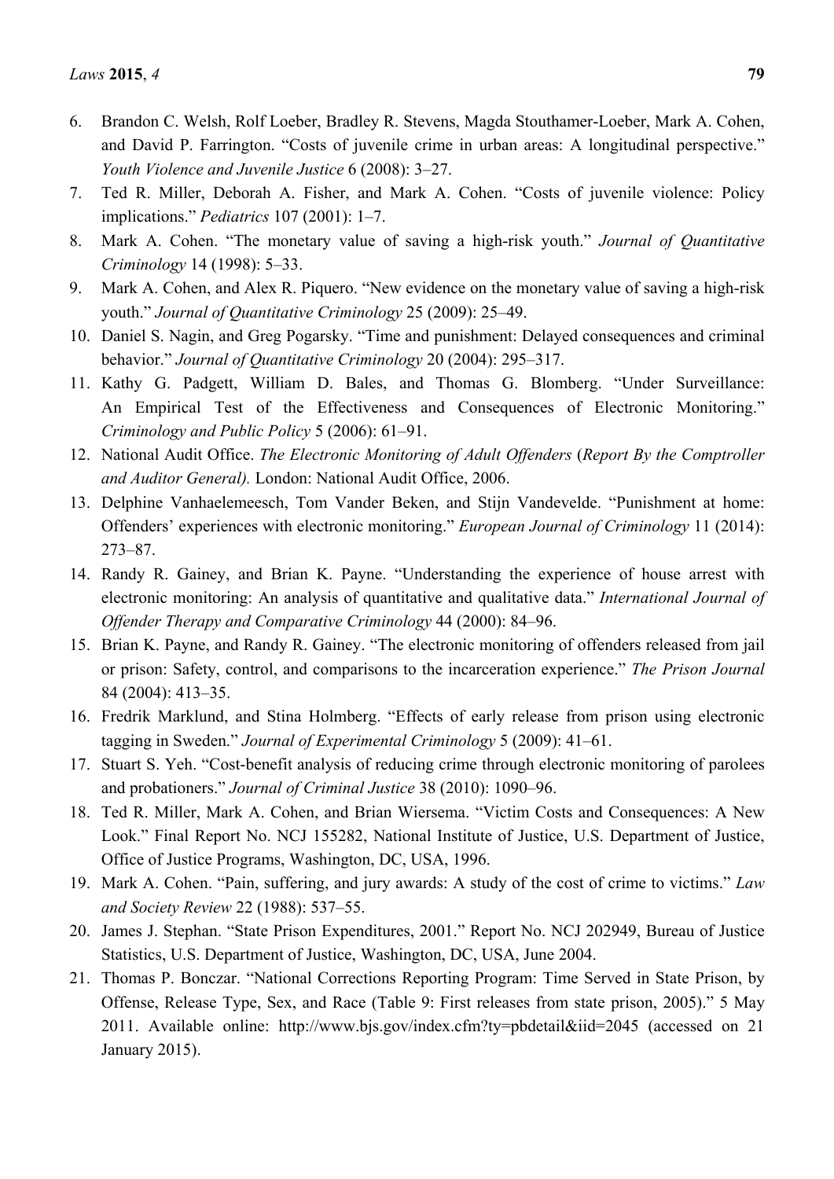6. Brandon C. Welsh, Rolf Loeber, Bradley R. Stevens, Magda Stouthamer-Loeber, Mark A. Cohen, and David P. Farrington. “Costs of juvenile crime in urban areas: A longitudinal perspective.” *Youth Violence and Juvenile Justice* 6 (2008): 3–27.
7. Ted R. Miller, Deborah A. Fisher, and Mark A. Cohen. “Costs of juvenile violence: Policy implications.” *Pediatrics* 107 (2001): 1–7.
8. Mark A. Cohen. “The monetary value of saving a high-risk youth.” *Journal of Quantitative Criminology* 14 (1998): 5–33.
9. Mark A. Cohen, and Alex R. Piquero. “New evidence on the monetary value of saving a high-risk youth.” *Journal of Quantitative Criminology* 25 (2009): 25–49.
10. Daniel S. Nagin, and Greg Pogarsky. “Time and punishment: Delayed consequences and criminal behavior.” *Journal of Quantitative Criminology* 20 (2004): 295–317.
11. Kathy G. Padgett, William D. Bales, and Thomas G. Blomberg. “Under Surveillance: An Empirical Test of the Effectiveness and Consequences of Electronic Monitoring.” *Criminology and Public Policy* 5 (2006): 61–91.
12. National Audit Office. *The Electronic Monitoring of Adult Offenders* (*Report By the Comptroller and Auditor General).* London: National Audit Office, 2006.
13. Delphine Vanhaelemeesch, Tom Vander Beken, and Stijn Vandevelde. “Punishment at home: Offenders’ experiences with electronic monitoring.” *European Journal of Criminology* 11 (2014): 273–87.
14. Randy R. Gainey, and Brian K. Payne. “Understanding the experience of house arrest with electronic monitoring: An analysis of quantitative and qualitative data.” *International Journal of Offender Therapy and Comparative Criminology* 44 (2000): 84–96.
15. Brian K. Payne, and Randy R. Gainey. “The electronic monitoring of offenders released from jail or prison: Safety, control, and comparisons to the incarceration experience.” *The Prison Journal* 84 (2004): 413–35.
16. Fredrik Marklund, and Stina Holmberg. “Effects of early release from prison using electronic tagging in Sweden.” *Journal of Experimental Criminology* 5 (2009): 41–61.
17. Stuart S. Yeh. “Cost-benefit analysis of reducing crime through electronic monitoring of parolees and probationers.” *Journal of Criminal Justice* 38 (2010): 1090–96.
18. Ted R. Miller, Mark A. Cohen, and Brian Wiersema. “Victim Costs and Consequences: A New Look.” Final Report No. NCJ 155282, National Institute of Justice, U.S. Department of Justice, Office of Justice Programs, Washington, DC, USA, 1996.
19. Mark A. Cohen. “Pain, suffering, and jury awards: A study of the cost of crime to victims.” *Law and Society Review* 22 (1988): 537–55.
20. James J. Stephan. “State Prison Expenditures, 2001.” Report No. NCJ 202949, Bureau of Justice Statistics, U.S. Department of Justice, Washington, DC, USA, June 2004.
21. Thomas P. Bonczar. “National Corrections Reporting Program: Time Served in State Prison, by Offense, Release Type, Sex, and Race (Table 9: First releases from state prison, 2005).” 5 May 2011. Available online: http://www.bjs.gov/index.cfm?ty=pbdetail&iid=2045 (accessed on 21 January 2015).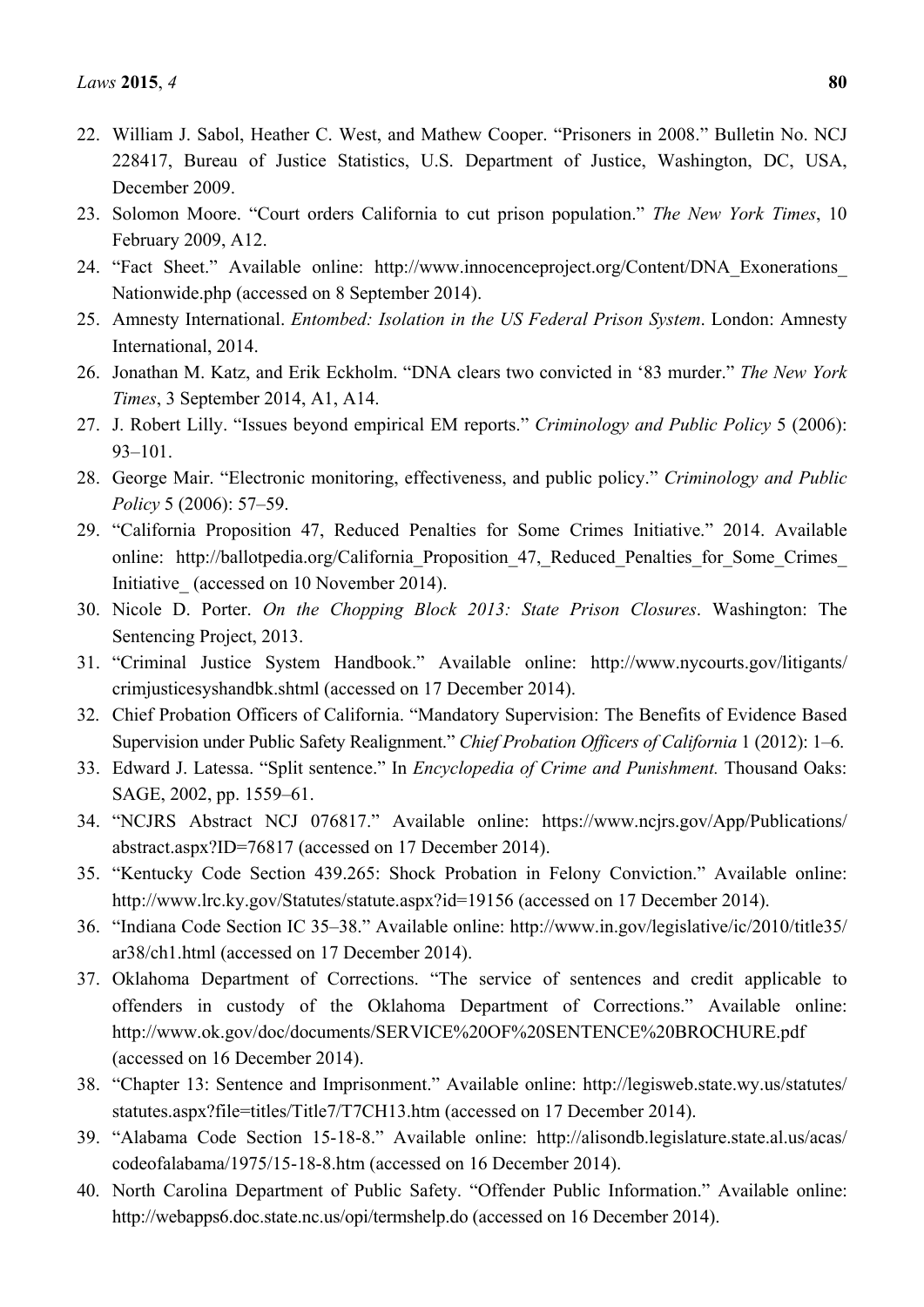22. William J. Sabol, Heather C. West, and Mathew Cooper. "Prisoners in 2008." Bulletin No. NCJ 228417, Bureau of Justice Statistics, U.S. Department of Justice, Washington, DC, USA, December 2009.
23. Solomon Moore. "Court orders California to cut prison population." *The New York Times*, 10 February 2009, A12.
24. "Fact Sheet." Available online: http://www.innocenceproject.org/Content/DNA_Exonerations_Nationwide.php (accessed on 8 September 2014).
25. Amnesty International. *Entombed: Isolation in the US Federal Prison System*. London: Amnesty International, 2014.
26. Jonathan M. Katz, and Erik Eckholm. "DNA clears two convicted in '83 murder." *The New York Times*, 3 September 2014, A1, A14.
27. J. Robert Lilly. "Issues beyond empirical EM reports." *Criminology and Public Policy* 5 (2006): 93–101.
28. George Mair. "Electronic monitoring, effectiveness, and public policy." *Criminology and Public Policy* 5 (2006): 57–59.
29. "California Proposition 47, Reduced Penalties for Some Crimes Initiative." 2014. Available online: http://ballotpedia.org/California_Proposition_47,_Reduced_Penalties_for_Some_Crimes_Initiative_ (accessed on 10 November 2014).
30. Nicole D. Porter. *On the Chopping Block 2013: State Prison Closures*. Washington: The Sentencing Project, 2013.
31. "Criminal Justice System Handbook." Available online: http://www.nycourts.gov/litigants/crimjusticesyshandbk.shtml (accessed on 17 December 2014).
32. Chief Probation Officers of California. "Mandatory Supervision: The Benefits of Evidence Based Supervision under Public Safety Realignment." *Chief Probation Officers of California* 1 (2012): 1–6.
33. Edward J. Latessa. "Split sentence." In *Encyclopedia of Crime and Punishment.* Thousand Oaks: SAGE, 2002, pp. 1559–61.
34. "NCJRS Abstract NCJ 076817." Available online: https://www.ncjrs.gov/App/Publications/abstract.aspx?ID=76817 (accessed on 17 December 2014).
35. "Kentucky Code Section 439.265: Shock Probation in Felony Conviction." Available online: http://www.lrc.ky.gov/Statutes/statute.aspx?id=19156 (accessed on 17 December 2014).
36. "Indiana Code Section IC 35–38." Available online: http://www.in.gov/legislative/ic/2010/title35/ar38/ch1.html (accessed on 17 December 2014).
37. Oklahoma Department of Corrections. "The service of sentences and credit applicable to offenders in custody of the Oklahoma Department of Corrections." Available online: http://www.ok.gov/doc/documents/SERVICE%20OF%20SENTENCE%20BROCHURE.pdf (accessed on 16 December 2014).
38. "Chapter 13: Sentence and Imprisonment." Available online: http://legisweb.state.wy.us/statutes/statutes.aspx?file=titles/Title7/T7CH13.htm (accessed on 17 December 2014).
39. "Alabama Code Section 15-18-8." Available online: http://alisondb.legislature.state.al.us/acas/codeofalabama/1975/15-18-8.htm (accessed on 16 December 2014).
40. North Carolina Department of Public Safety. "Offender Public Information." Available online: http://webapps6.doc.state.nc.us/opi/termshelp.do (accessed on 16 December 2014).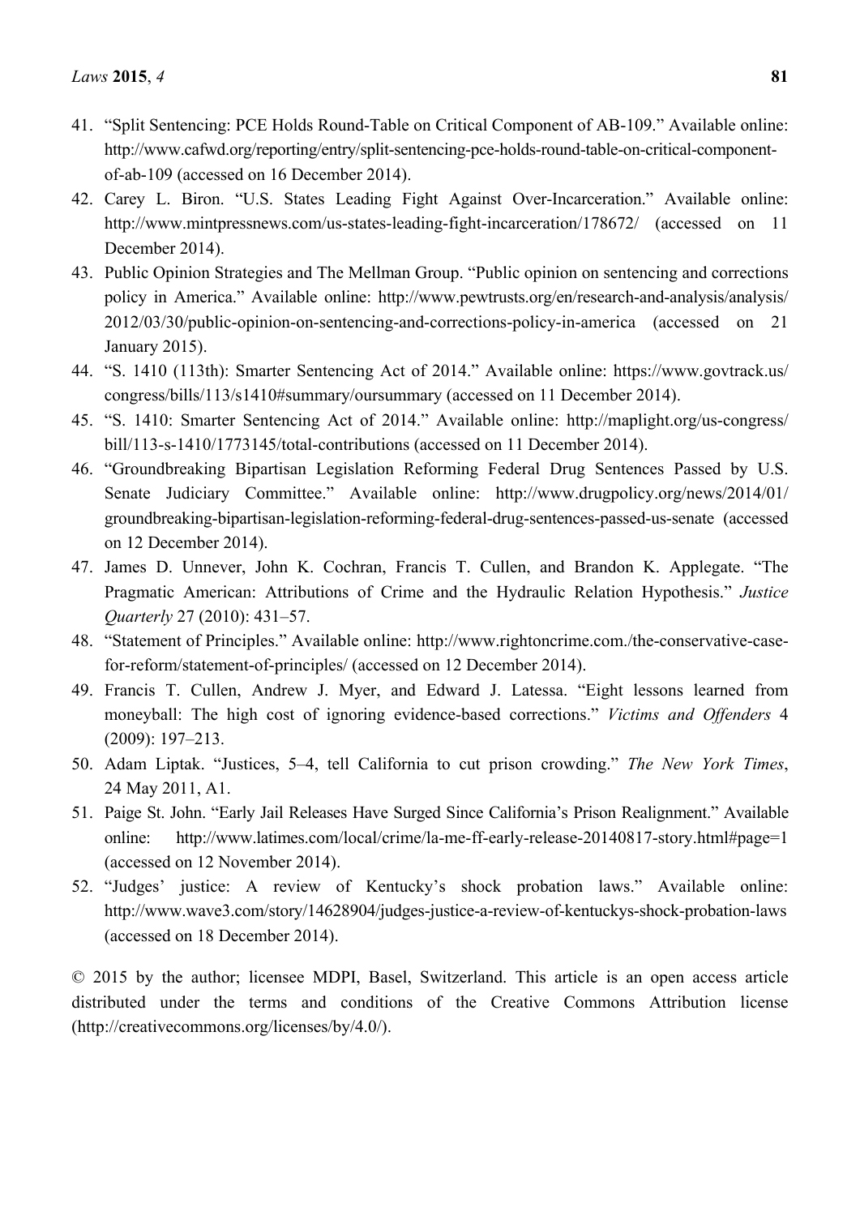41. "Split Sentencing: PCE Holds Round-Table on Critical Component of AB-109." Available online: http://www.cafwd.org/reporting/entry/split-sentencing-pce-holds-round-table-on-critical-component-of-ab-109 (accessed on 16 December 2014).
42. Carey L. Biron. "U.S. States Leading Fight Against Over-Incarceration." Available online: http://www.mintpressnews.com/us-states-leading-fight-incarceration/178672/ (accessed on 11 December 2014).
43. Public Opinion Strategies and The Mellman Group. "Public opinion on sentencing and corrections policy in America." Available online: http://www.pewtrusts.org/en/research-and-analysis/analysis/2012/03/30/public-opinion-on-sentencing-and-corrections-policy-in-america (accessed on 21 January 2015).
44. "S. 1410 (113th): Smarter Sentencing Act of 2014." Available online: https://www.govtrack.us/congress/bills/113/s1410#summary/oursummary (accessed on 11 December 2014).
45. "S. 1410: Smarter Sentencing Act of 2014." Available online: http://maplight.org/us-congress/bill/113-s-1410/1773145/total-contributions (accessed on 11 December 2014).
46. "Groundbreaking Bipartisan Legislation Reforming Federal Drug Sentences Passed by U.S. Senate Judiciary Committee." Available online: http://www.drugpolicy.org/news/2014/01/groundbreaking-bipartisan-legislation-reforming-federal-drug-sentences-passed-us-senate (accessed on 12 December 2014).
47. James D. Unnever, John K. Cochran, Francis T. Cullen, and Brandon K. Applegate. "The Pragmatic American: Attributions of Crime and the Hydraulic Relation Hypothesis." *Justice Quarterly* 27 (2010): 431–57.
48. "Statement of Principles." Available online: http://www.rightoncrime.com./the-conservative-case-for-reform/statement-of-principles/ (accessed on 12 December 2014).
49. Francis T. Cullen, Andrew J. Myer, and Edward J. Latessa. "Eight lessons learned from moneyball: The high cost of ignoring evidence-based corrections." *Victims and Offenders* 4 (2009): 197–213.
50. Adam Liptak. "Justices, 5–4, tell California to cut prison crowding." *The New York Times*, 24 May 2011, A1.
51. Paige St. John. "Early Jail Releases Have Surged Since California's Prison Realignment." Available online: http://www.latimes.com/local/crime/la-me-ff-early-release-20140817-story.html#page=1 (accessed on 12 November 2014).
52. "Judges' justice: A review of Kentucky's shock probation laws." Available online: http://www.wave3.com/story/14628904/judges-justice-a-review-of-kentuckys-shock-probation-laws (accessed on 18 December 2014).

© 2015 by the author; licensee MDPI, Basel, Switzerland. This article is an open access article distributed under the terms and conditions of the Creative Commons Attribution license (http://creativecommons.org/licenses/by/4.0/).